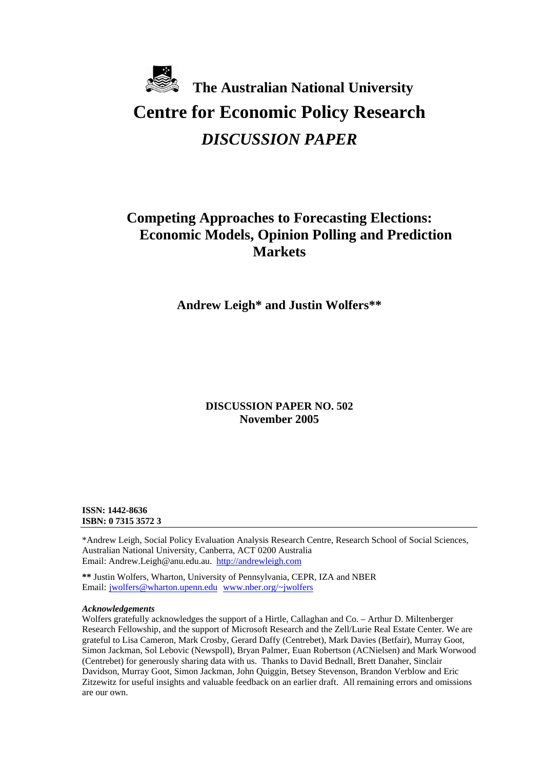# The Australian National University

# Centre for Economic Policy Research

# *DISCUSSION PAPER*

## Competing Approaches to Forecasting Elections: Economic Models, Opinion Polling and Prediction Markets

**Andrew Leigh* and Justin Wolfers****

**DISCUSSION PAPER NO. 502**
**November 2005**

**ISSN: 1442-8636**
**ISBN: 0 7315 3572 3**

*Andrew Leigh, Social Policy Evaluation Analysis Research Centre, Research School of Social Sciences, Australian National University, Canberra, ACT 0200 Australia
Email: Andrew.Leigh@anu.edu.au. http://andrewleigh.com

**\*\*** Justin Wolfers, Wharton, University of Pennsylvania, CEPR, IZA and NBER
Email: jwolfers@wharton.upenn.edu www.nber.org/~jwolfers

***Acknowledgements***
Wolfers gratefully acknowledges the support of a Hirtle, Callaghan and Co. – Arthur D. Miltenberger Research Fellowship, and the support of Microsoft Research and the Zell/Lurie Real Estate Center. We are grateful to Lisa Cameron, Mark Crosby, Gerard Daffy (Centrebet), Mark Davies (Betfair), Murray Goot, Simon Jackman, Sol Lebovic (Newspoll), Bryan Palmer, Euan Robertson (ACNielsen) and Mark Worwood (Centrebet) for generously sharing data with us. Thanks to David Bednall, Brett Danaher, Sinclair Davidson, Murray Goot, Simon Jackman, John Quiggin, Betsey Stevenson, Brandon Verblow and Eric Zitzewitz for useful insights and valuable feedback on an earlier draft. All remaining errors and omissions are our own.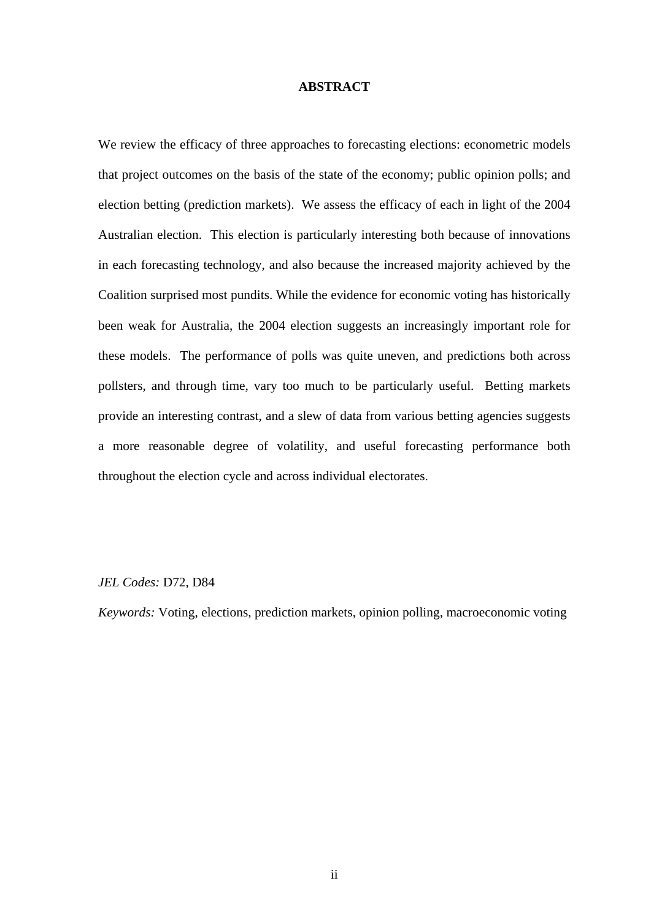## ABSTRACT

We review the efficacy of three approaches to forecasting elections: econometric models that project outcomes on the basis of the state of the economy; public opinion polls; and election betting (prediction markets). We assess the efficacy of each in light of the 2004 Australian election. This election is particularly interesting both because of innovations in each forecasting technology, and also because the increased majority achieved by the Coalition surprised most pundits. While the evidence for economic voting has historically been weak for Australia, the 2004 election suggests an increasingly important role for these models. The performance of polls was quite uneven, and predictions both across pollsters, and through time, vary too much to be particularly useful. Betting markets provide an interesting contrast, and a slew of data from various betting agencies suggests a more reasonable degree of volatility, and useful forecasting performance both throughout the election cycle and across individual electorates.

*JEL Codes:* D72, D84

*Keywords:* Voting, elections, prediction markets, opinion polling, macroeconomic voting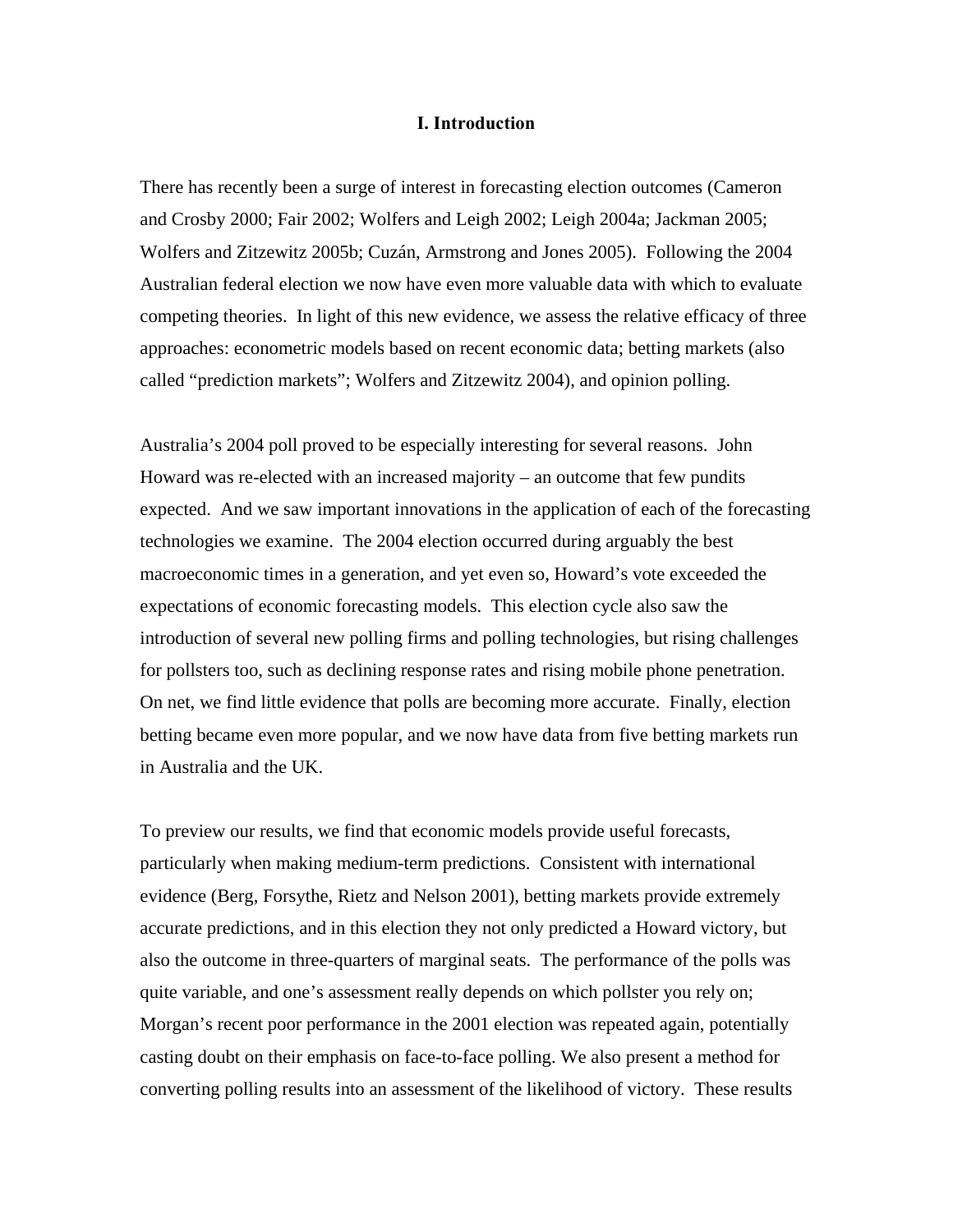## I. Introduction

There has recently been a surge of interest in forecasting election outcomes (Cameron and Crosby 2000; Fair 2002; Wolfers and Leigh 2002; Leigh 2004a; Jackman 2005; Wolfers and Zitzewitz 2005b; Cuzán, Armstrong and Jones 2005). Following the 2004 Australian federal election we now have even more valuable data with which to evaluate competing theories. In light of this new evidence, we assess the relative efficacy of three approaches: econometric models based on recent economic data; betting markets (also called "prediction markets"; Wolfers and Zitzewitz 2004), and opinion polling.

Australia's 2004 poll proved to be especially interesting for several reasons. John Howard was re-elected with an increased majority – an outcome that few pundits expected. And we saw important innovations in the application of each of the forecasting technologies we examine. The 2004 election occurred during arguably the best macroeconomic times in a generation, and yet even so, Howard's vote exceeded the expectations of economic forecasting models. This election cycle also saw the introduction of several new polling firms and polling technologies, but rising challenges for pollsters too, such as declining response rates and rising mobile phone penetration. On net, we find little evidence that polls are becoming more accurate. Finally, election betting became even more popular, and we now have data from five betting markets run in Australia and the UK.

To preview our results, we find that economic models provide useful forecasts, particularly when making medium-term predictions. Consistent with international evidence (Berg, Forsythe, Rietz and Nelson 2001), betting markets provide extremely accurate predictions, and in this election they not only predicted a Howard victory, but also the outcome in three-quarters of marginal seats. The performance of the polls was quite variable, and one's assessment really depends on which pollster you rely on; Morgan's recent poor performance in the 2001 election was repeated again, potentially casting doubt on their emphasis on face-to-face polling. We also present a method for converting polling results into an assessment of the likelihood of victory. These results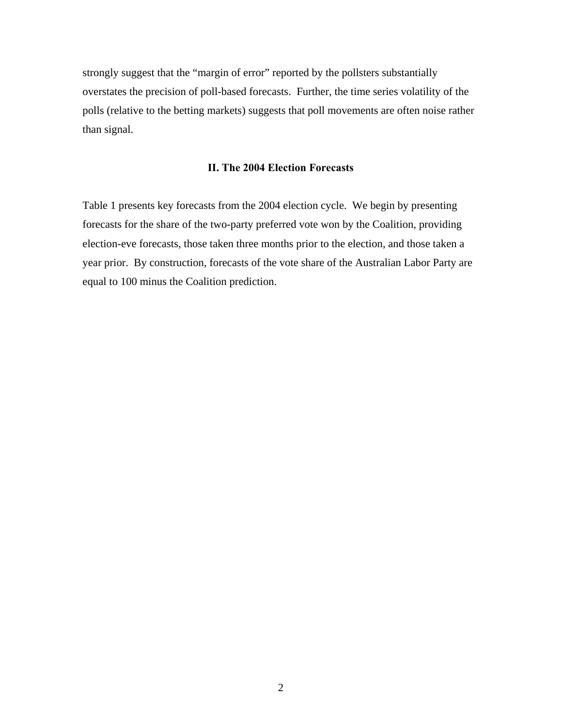strongly suggest that the "margin of error" reported by the pollsters substantially overstates the precision of poll-based forecasts. Further, the time series volatility of the polls (relative to the betting markets) suggests that poll movements are often noise rather than signal.

## II. The 2004 Election Forecasts

Table 1 presents key forecasts from the 2004 election cycle. We begin by presenting forecasts for the share of the two-party preferred vote won by the Coalition, providing election-eve forecasts, those taken three months prior to the election, and those taken a year prior. By construction, forecasts of the vote share of the Australian Labor Party are equal to 100 minus the Coalition prediction.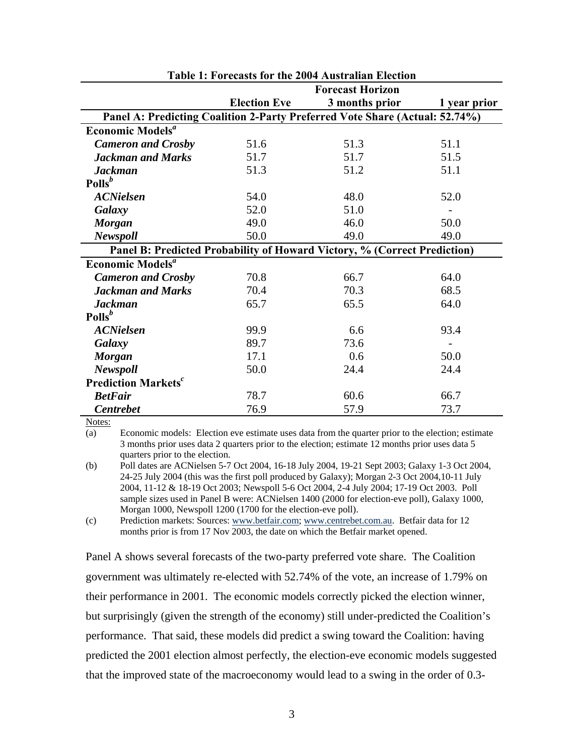**Table 1: Forecasts for the 2004 Australian Election**

| | Forecast Horizon | | |
|---|---|---|---|
| | **Election Eve** | **3 months prior** | **1 year prior** |
| **Panel A: Predicting Coalition 2-Party Preferred Vote Share (Actual: 52.74%)** | | | |
| **Economic Models**[a] | | | |
| ***Cameron and Crosby*** | 51.6 | 51.3 | 51.1 |
| ***Jackman and Marks*** | 51.7 | 51.7 | 51.5 |
| ***Jackman*** | 51.3 | 51.2 | 51.1 |
| **Polls**[b] | | | |
| ***ACNielsen*** | 54.0 | 48.0 | 52.0 |
| ***Galaxy*** | 52.0 | 51.0 | - |
| ***Morgan*** | 49.0 | 46.0 | 50.0 |
| ***Newspoll*** | 50.0 | 49.0 | 49.0 |
| **Panel B: Predicted Probability of Howard Victory, % (Correct Prediction)** | | | |
| **Economic Models**[a] | | | |
| ***Cameron and Crosby*** | 70.8 | 66.7 | 64.0 |
| ***Jackman and Marks*** | 70.4 | 70.3 | 68.5 |
| ***Jackman*** | 65.7 | 65.5 | 64.0 |
| **Polls**[b] | | | |
| ***ACNielsen*** | 99.9 | 6.6 | 93.4 |
| ***Galaxy*** | 89.7 | 73.6 | - |
| ***Morgan*** | 17.1 | 0.6 | 50.0 |
| ***Newspoll*** | 50.0 | 24.4 | 24.4 |
| **Prediction Markets**[c] | | | |
| ***BetFair*** | 78.7 | 60.6 | 66.7 |
| ***Centrebet*** | 76.9 | 57.9 | 73.7 |

Notes:

(a) Economic models: Election eve estimate uses data from the quarter prior to the election; estimate 3 months prior uses data 2 quarters prior to the election; estimate 12 months prior uses data 5 quarters prior to the election.

(b) Poll dates are ACNielsen 5-7 Oct 2004, 16-18 July 2004, 19-21 Sept 2003; Galaxy 1-3 Oct 2004, 24-25 July 2004 (this was the first poll produced by Galaxy); Morgan 2-3 Oct 2004,10-11 July 2004, 11-12 & 18-19 Oct 2003; Newspoll 5-6 Oct 2004, 2-4 July 2004; 17-19 Oct 2003. Poll sample sizes used in Panel B were: ACNielsen 1400 (2000 for election-eve poll), Galaxy 1000, Morgan 1000, Newspoll 1200 (1700 for the election-eve poll).

(c) Prediction markets: Sources: www.betfair.com; www.centrebet.com.au. Betfair data for 12 months prior is from 17 Nov 2003, the date on which the Betfair market opened.

Panel A shows several forecasts of the two-party preferred vote share. The Coalition government was ultimately re-elected with 52.74% of the vote, an increase of 1.79% on their performance in 2001. The economic models correctly picked the election winner, but surprisingly (given the strength of the economy) still under-predicted the Coalition's performance. That said, these models did predict a swing toward the Coalition: having predicted the 2001 election almost perfectly, the election-eve economic models suggested that the improved state of the macroeconomy would lead to a swing in the order of 0.3-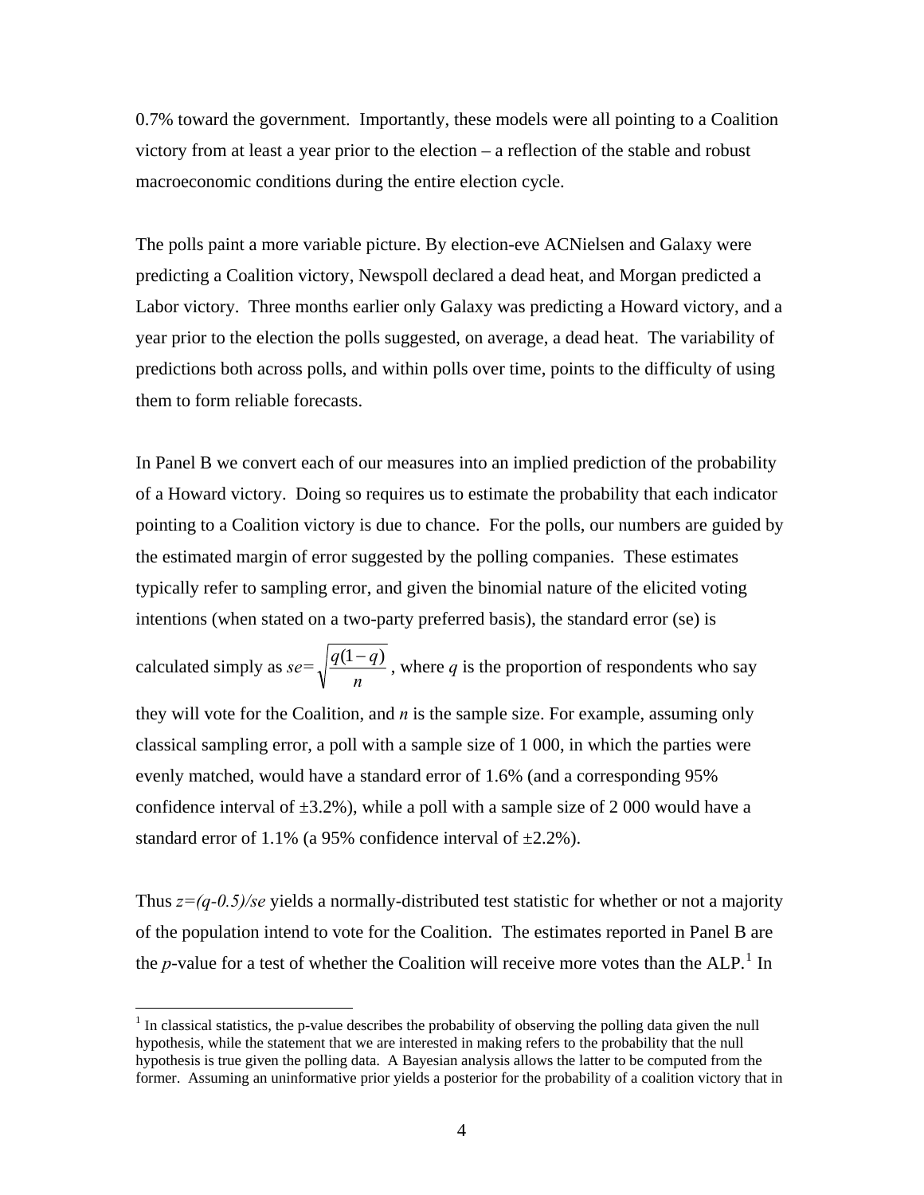0.7% toward the government. Importantly, these models were all pointing to a Coalition victory from at least a year prior to the election – a reflection of the stable and robust macroeconomic conditions during the entire election cycle.

The polls paint a more variable picture. By election-eve ACNielsen and Galaxy were predicting a Coalition victory, Newspoll declared a dead heat, and Morgan predicted a Labor victory. Three months earlier only Galaxy was predicting a Howard victory, and a year prior to the election the polls suggested, on average, a dead heat. The variability of predictions both across polls, and within polls over time, points to the difficulty of using them to form reliable forecasts.

In Panel B we convert each of our measures into an implied prediction of the probability of a Howard victory. Doing so requires us to estimate the probability that each indicator pointing to a Coalition victory is due to chance. For the polls, our numbers are guided by the estimated margin of error suggested by the polling companies. These estimates typically refer to sampling error, and given the binomial nature of the elicited voting intentions (when stated on a two-party preferred basis), the standard error (se) is calculated simply as $se=\sqrt{\frac{q(1-q)}{n}}$, where $q$ is the proportion of respondents who say they will vote for the Coalition, and $n$ is the sample size. For example, assuming only classical sampling error, a poll with a sample size of 1 000, in which the parties were evenly matched, would have a standard error of 1.6% (and a corresponding 95% confidence interval of ±3.2%), while a poll with a sample size of 2 000 would have a standard error of 1.1% (a 95% confidence interval of ±2.2%).

Thus $z=(q-0.5)/se$ yields a normally-distributed test statistic for whether or not a majority of the population intend to vote for the Coalition. The estimates reported in Panel B are the $p$-value for a test of whether the Coalition will receive more votes than the ALP.[1] In

[1] In classical statistics, the p-value describes the probability of observing the polling data given the null hypothesis, while the statement that we are interested in making refers to the probability that the null hypothesis is true given the polling data. A Bayesian analysis allows the latter to be computed from the former. Assuming an uninformative prior yields a posterior for the probability of a coalition victory that in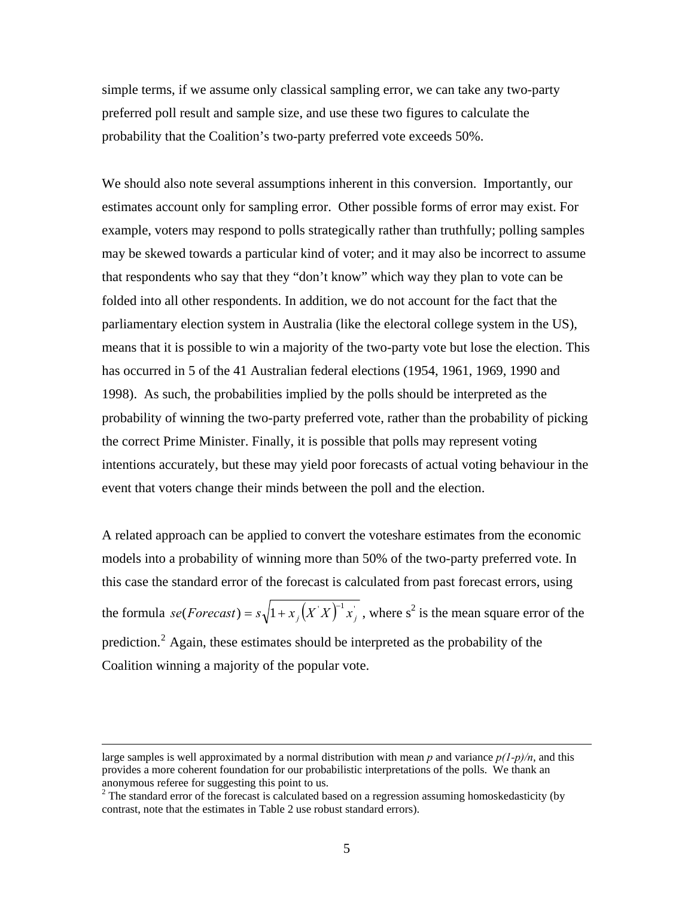simple terms, if we assume only classical sampling error, we can take any two-party preferred poll result and sample size, and use these two figures to calculate the probability that the Coalition's two-party preferred vote exceeds 50%.

We should also note several assumptions inherent in this conversion. Importantly, our estimates account only for sampling error. Other possible forms of error may exist. For example, voters may respond to polls strategically rather than truthfully; polling samples may be skewed towards a particular kind of voter; and it may also be incorrect to assume that respondents who say that they "don't know" which way they plan to vote can be folded into all other respondents. In addition, we do not account for the fact that the parliamentary election system in Australia (like the electoral college system in the US), means that it is possible to win a majority of the two-party vote but lose the election. This has occurred in 5 of the 41 Australian federal elections (1954, 1961, 1969, 1990 and 1998). As such, the probabilities implied by the polls should be interpreted as the probability of winning the two-party preferred vote, rather than the probability of picking the correct Prime Minister. Finally, it is possible that polls may represent voting intentions accurately, but these may yield poor forecasts of actual voting behaviour in the event that voters change their minds between the poll and the election.

A related approach can be applied to convert the voteshare estimates from the economic models into a probability of winning more than 50% of the two-party preferred vote. In this case the standard error of the forecast is calculated from past forecast errors, using the formula $se(Forecast) = s\sqrt{1 + x_j \left(X'X\right)^{-1} x_j'}$, where $s^2$ is the mean square error of the prediction.[2] Again, these estimates should be interpreted as the probability of the Coalition winning a majority of the popular vote.

---

large samples is well approximated by a normal distribution with mean $p$ and variance $p(1-p)/n$, and this provides a more coherent foundation for our probabilistic interpretations of the polls. We thank an anonymous referee for suggesting this point to us.

[2] The standard error of the forecast is calculated based on a regression assuming homoskedasticity (by contrast, note that the estimates in Table 2 use robust standard errors).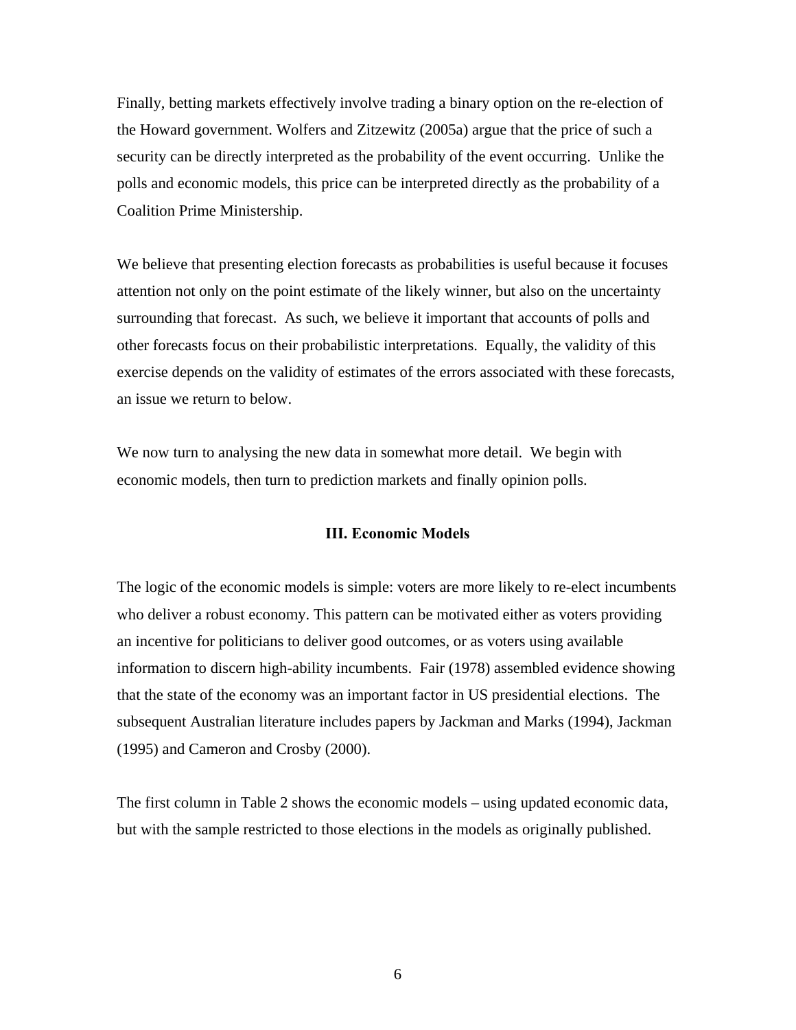Finally, betting markets effectively involve trading a binary option on the re-election of the Howard government. Wolfers and Zitzewitz (2005a) argue that the price of such a security can be directly interpreted as the probability of the event occurring. Unlike the polls and economic models, this price can be interpreted directly as the probability of a Coalition Prime Ministership.

We believe that presenting election forecasts as probabilities is useful because it focuses attention not only on the point estimate of the likely winner, but also on the uncertainty surrounding that forecast. As such, we believe it important that accounts of polls and other forecasts focus on their probabilistic interpretations. Equally, the validity of this exercise depends on the validity of estimates of the errors associated with these forecasts, an issue we return to below.

We now turn to analysing the new data in somewhat more detail. We begin with economic models, then turn to prediction markets and finally opinion polls.

## III. Economic Models

The logic of the economic models is simple: voters are more likely to re-elect incumbents who deliver a robust economy. This pattern can be motivated either as voters providing an incentive for politicians to deliver good outcomes, or as voters using available information to discern high-ability incumbents. Fair (1978) assembled evidence showing that the state of the economy was an important factor in US presidential elections. The subsequent Australian literature includes papers by Jackman and Marks (1994), Jackman (1995) and Cameron and Crosby (2000).

The first column in Table 2 shows the economic models – using updated economic data, but with the sample restricted to those elections in the models as originally published.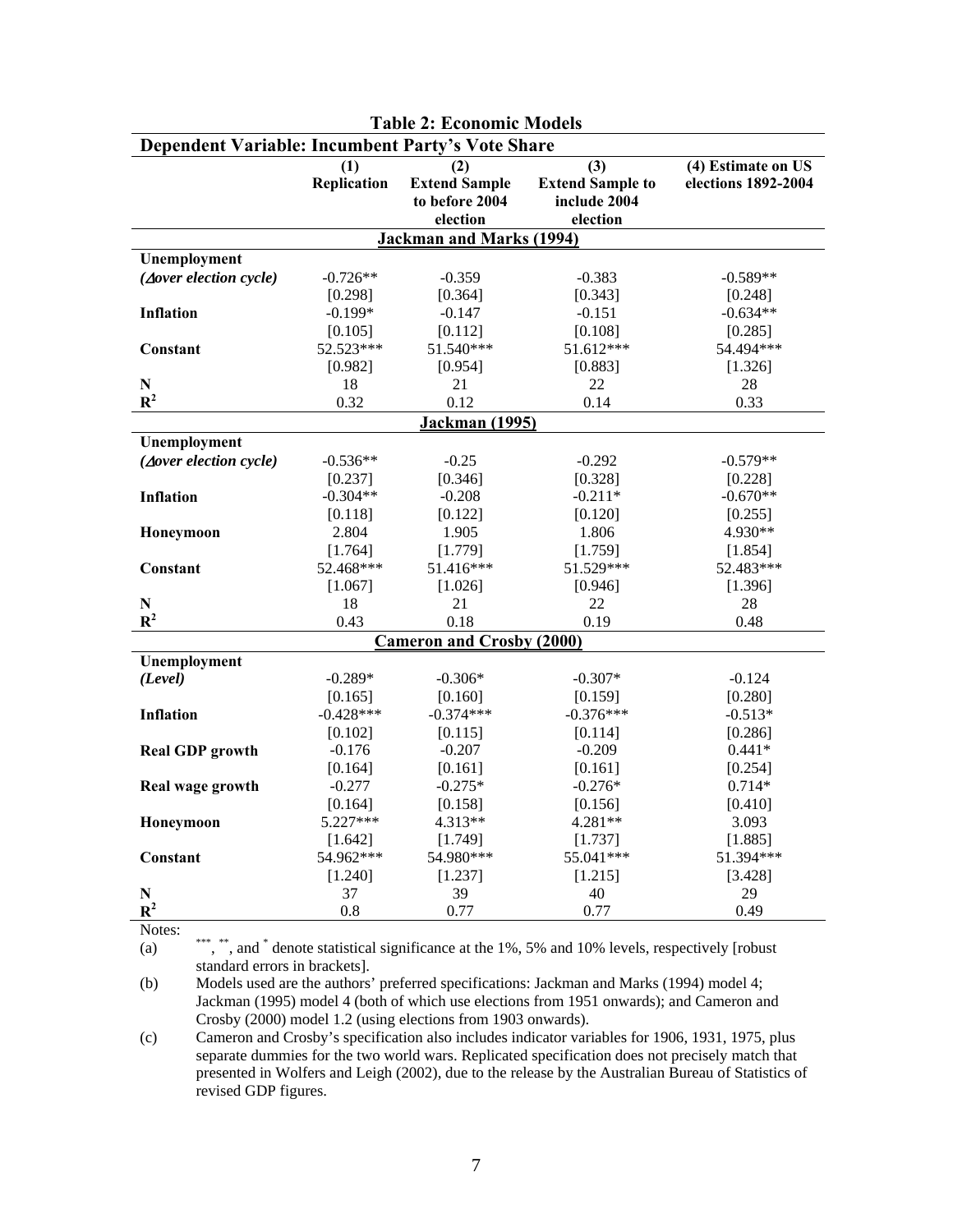**Table 2: Economic Models**

| Dependent Variable: Incumbent Party's Vote Share | (1) Replication | (2) Extend Sample to before 2004 election | (3) Extend Sample to include 2004 election | (4) Estimate on US elections 1892-2004 |
|---|---|---|---|---|
| | | **Jackman and Marks (1994)** | | |
| **Unemployment** | | | | |
| ***(Δover election cycle)*** | -0.726** | -0.359 | -0.383 | -0.589** |
| | [0.298] | [0.364] | [0.343] | [0.248] |
| **Inflation** | -0.199* | -0.147 | -0.151 | -0.634** |
| | [0.105] | [0.112] | [0.108] | [0.285] |
| **Constant** | 52.523*** | 51.540*** | 51.612*** | 54.494*** |
| | [0.982] | [0.954] | [0.883] | [1.326] |
| **N** | 18 | 21 | 22 | 28 |
| $R^2$ | 0.32 | 0.12 | 0.14 | 0.33 |
| | | **Jackman (1995)** | | |
| **Unemployment** | | | | |
| ***(Δover election cycle)*** | -0.536** | -0.25 | -0.292 | -0.579** |
| | [0.237] | [0.346] | [0.328] | [0.228] |
| **Inflation** | -0.304** | -0.208 | -0.211* | -0.670** |
| | [0.118] | [0.122] | [0.120] | [0.255] |
| **Honeymoon** | 2.804 | 1.905 | 1.806 | 4.930** |
| | [1.764] | [1.779] | [1.759] | [1.854] |
| **Constant** | 52.468*** | 51.416*** | 51.529*** | 52.483*** |
| | [1.067] | [1.026] | [0.946] | [1.396] |
| **N** | 18 | 21 | 22 | 28 |
| $R^2$ | 0.43 | 0.18 | 0.19 | 0.48 |
| | | **Cameron and Crosby (2000)** | | |
| **Unemployment** | | | | |
| ***(Level)*** | -0.289* | -0.306* | -0.307* | -0.124 |
| | [0.165] | [0.160] | [0.159] | [0.280] |
| **Inflation** | -0.428*** | -0.374*** | -0.376*** | -0.513* |
| | [0.102] | [0.115] | [0.114] | [0.286] |
| **Real GDP growth** | -0.176 | -0.207 | -0.209 | 0.441* |
| | [0.164] | [0.161] | [0.161] | [0.254] |
| **Real wage growth** | -0.277 | -0.275* | -0.276* | 0.714* |
| | [0.164] | [0.158] | [0.156] | [0.410] |
| **Honeymoon** | 5.227*** | 4.313** | 4.281** | 3.093 |
| | [1.642] | [1.749] | [1.737] | [1.885] |
| **Constant** | 54.962*** | 54.980*** | 55.041*** | 51.394*** |
| | [1.240] | [1.237] | [1.215] | [3.428] |
| **N** | 37 | 39 | 40 | 29 |
| $R^2$ | 0.8 | 0.77 | 0.77 | 0.49 |

Notes:

(a) ***, **, and * denote statistical significance at the 1%, 5% and 10% levels, respectively [robust standard errors in brackets].

(b) Models used are the authors' preferred specifications: Jackman and Marks (1994) model 4; Jackman (1995) model 4 (both of which use elections from 1951 onwards); and Cameron and Crosby (2000) model 1.2 (using elections from 1903 onwards).

(c) Cameron and Crosby's specification also includes indicator variables for 1906, 1931, 1975, plus separate dummies for the two world wars. Replicated specification does not precisely match that presented in Wolfers and Leigh (2002), due to the release by the Australian Bureau of Statistics of revised GDP figures.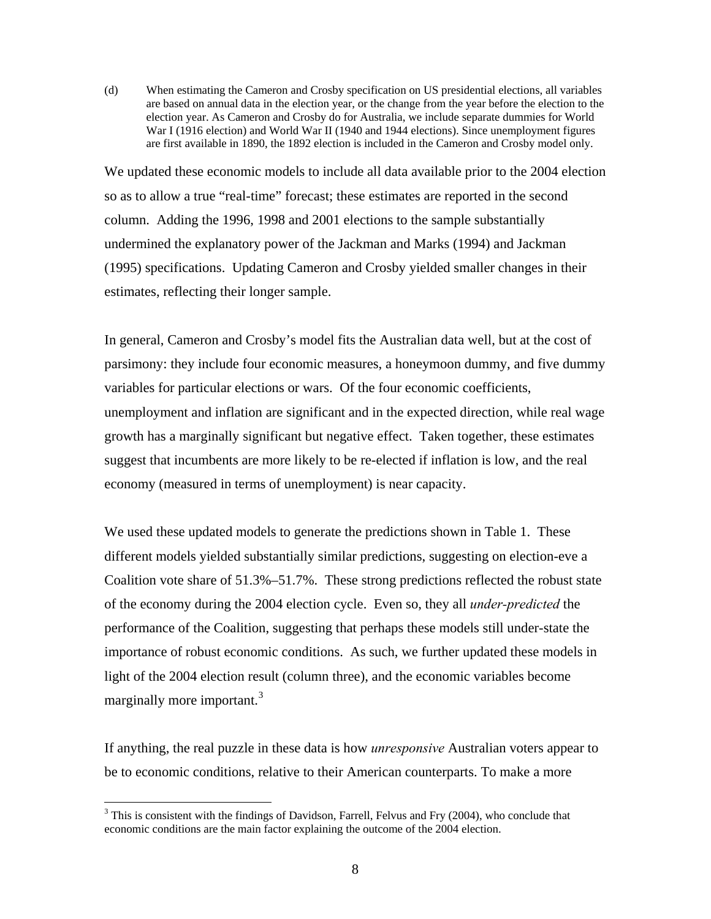(d) When estimating the Cameron and Crosby specification on US presidential elections, all variables are based on annual data in the election year, or the change from the year before the election to the election year. As Cameron and Crosby do for Australia, we include separate dummies for World War I (1916 election) and World War II (1940 and 1944 elections). Since unemployment figures are first available in 1890, the 1892 election is included in the Cameron and Crosby model only.

We updated these economic models to include all data available prior to the 2004 election so as to allow a true "real-time" forecast; these estimates are reported in the second column. Adding the 1996, 1998 and 2001 elections to the sample substantially undermined the explanatory power of the Jackman and Marks (1994) and Jackman (1995) specifications. Updating Cameron and Crosby yielded smaller changes in their estimates, reflecting their longer sample.

In general, Cameron and Crosby's model fits the Australian data well, but at the cost of parsimony: they include four economic measures, a honeymoon dummy, and five dummy variables for particular elections or wars. Of the four economic coefficients, unemployment and inflation are significant and in the expected direction, while real wage growth has a marginally significant but negative effect. Taken together, these estimates suggest that incumbents are more likely to be re-elected if inflation is low, and the real economy (measured in terms of unemployment) is near capacity.

We used these updated models to generate the predictions shown in Table 1. These different models yielded substantially similar predictions, suggesting on election-eve a Coalition vote share of 51.3%–51.7%. These strong predictions reflected the robust state of the economy during the 2004 election cycle. Even so, they all *under-predicted* the performance of the Coalition, suggesting that perhaps these models still under-state the importance of robust economic conditions. As such, we further updated these models in light of the 2004 election result (column three), and the economic variables become marginally more important.[3]

If anything, the real puzzle in these data is how *unresponsive* Australian voters appear to be to economic conditions, relative to their American counterparts. To make a more

[3] This is consistent with the findings of Davidson, Farrell, Felvus and Fry (2004), who conclude that economic conditions are the main factor explaining the outcome of the 2004 election.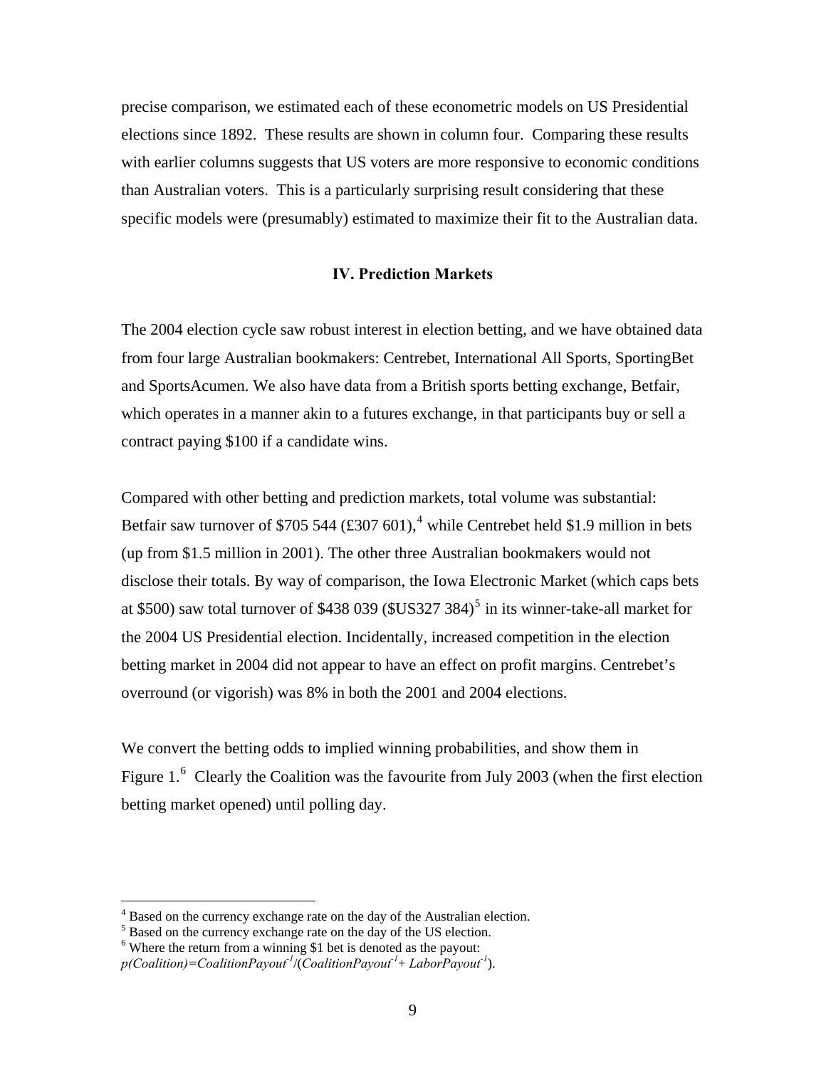precise comparison, we estimated each of these econometric models on US Presidential elections since 1892. These results are shown in column four. Comparing these results with earlier columns suggests that US voters are more responsive to economic conditions than Australian voters. This is a particularly surprising result considering that these specific models were (presumably) estimated to maximize their fit to the Australian data.

## IV. Prediction Markets

The 2004 election cycle saw robust interest in election betting, and we have obtained data from four large Australian bookmakers: Centrebet, International All Sports, SportingBet and SportsAcumen. We also have data from a British sports betting exchange, Betfair, which operates in a manner akin to a futures exchange, in that participants buy or sell a contract paying $100 if a candidate wins.

Compared with other betting and prediction markets, total volume was substantial: Betfair saw turnover of $705 544 (£307 601),[4] while Centrebet held $1.9 million in bets (up from $1.5 million in 2001). The other three Australian bookmakers would not disclose their totals. By way of comparison, the Iowa Electronic Market (which caps bets at $500) saw total turnover of $438 039 ($US327 384)[5] in its winner-take-all market for the 2004 US Presidential election. Incidentally, increased competition in the election betting market in 2004 did not appear to have an effect on profit margins. Centrebet's overround (or vigorish) was 8% in both the 2001 and 2004 elections.

We convert the betting odds to implied winning probabilities, and show them in Figure 1.[6] Clearly the Coalition was the favourite from July 2003 (when the first election betting market opened) until polling day.

---

[4] Based on the currency exchange rate on the day of the Australian election.

[5] Based on the currency exchange rate on the day of the US election.

[6] Where the return from a winning $1 bet is denoted as the payout: $p(Coalition)=CoalitionPayout^{-1}/(CoalitionPayout^{-1}+LaborPayout^{-1})$.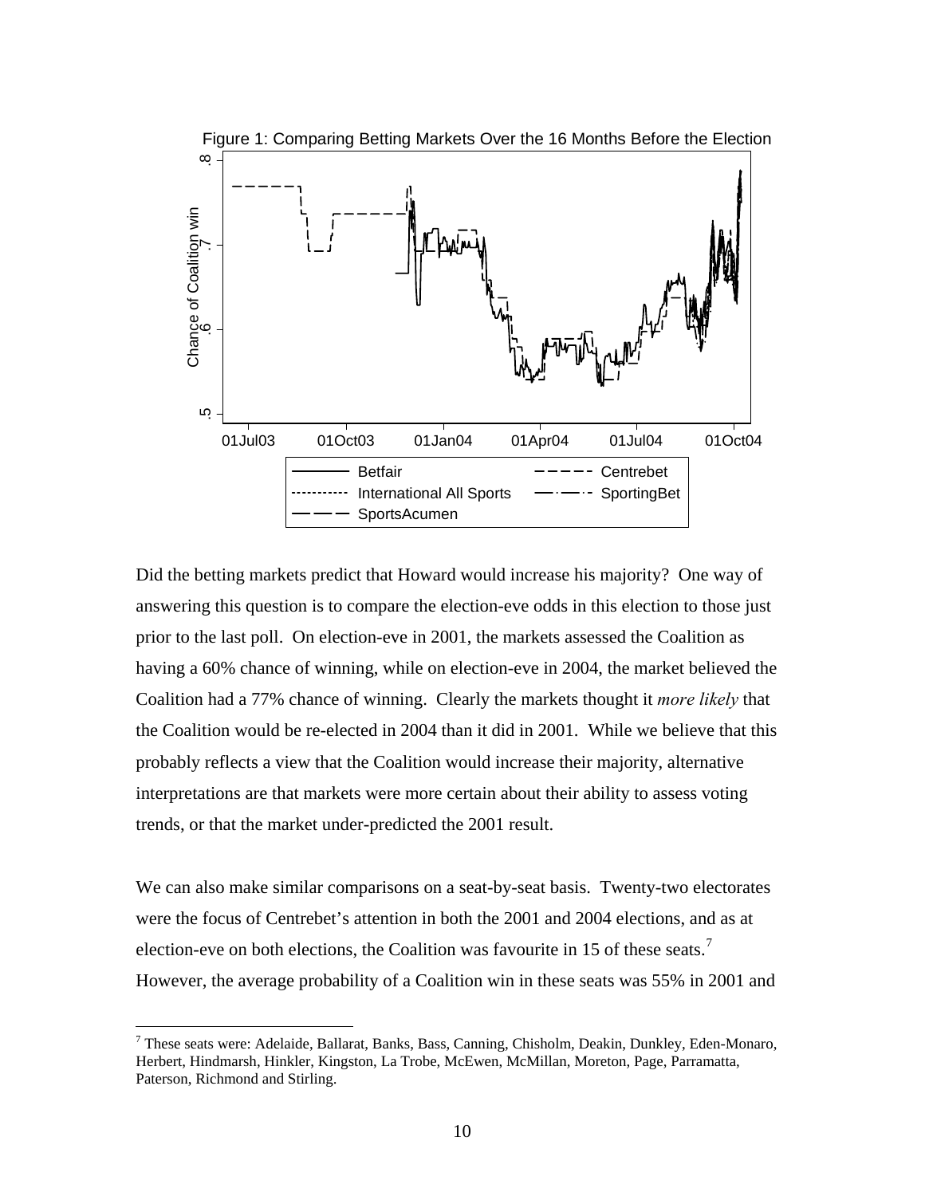Figure 1: Comparing Betting Markets Over the 16 Months Before the Election

Did the betting markets predict that Howard would increase his majority? One way of answering this question is to compare the election-eve odds in this election to those just prior to the last poll. On election-eve in 2001, the markets assessed the Coalition as having a 60% chance of winning, while on election-eve in 2004, the market believed the Coalition had a 77% chance of winning. Clearly the markets thought it *more likely* that the Coalition would be re-elected in 2004 than it did in 2001. While we believe that this probably reflects a view that the Coalition would increase their majority, alternative interpretations are that markets were more certain about their ability to assess voting trends, or that the market under-predicted the 2001 result.

We can also make similar comparisons on a seat-by-seat basis. Twenty-two electorates were the focus of Centrebet's attention in both the 2001 and 2004 elections, and as at election-eve on both elections, the Coalition was favourite in 15 of these seats.[7] However, the average probability of a Coalition win in these seats was 55% in 2001 and

[7] These seats were: Adelaide, Ballarat, Banks, Bass, Canning, Chisholm, Deakin, Dunkley, Eden-Monaro, Herbert, Hindmarsh, Hinkler, Kingston, La Trobe, McEwen, McMillan, Moreton, Page, Parramatta, Paterson, Richmond and Stirling.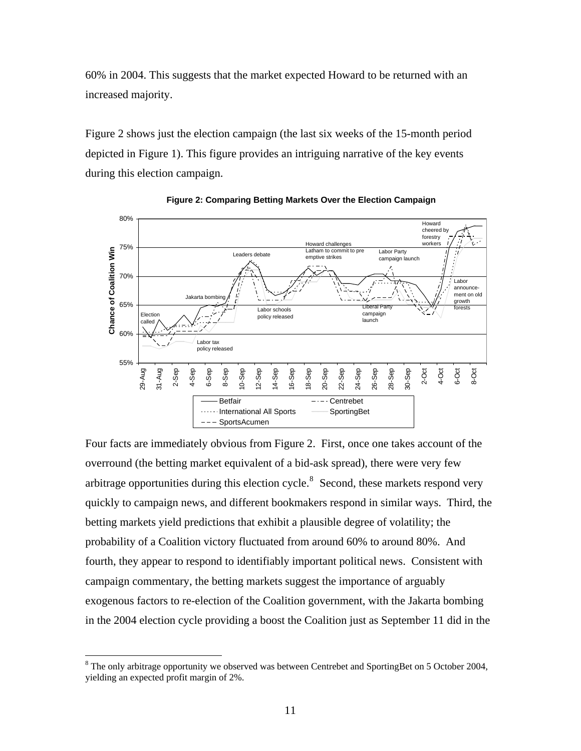60% in 2004. This suggests that the market expected Howard to be returned with an increased majority.

Figure 2 shows just the election campaign (the last six weeks of the 15-month period depicted in Figure 1). This figure provides an intriguing narrative of the key events during this election campaign.

**Figure 2: Comparing Betting Markets Over the Election Campaign**

Four facts are immediately obvious from Figure 2. First, once one takes account of the overround (the betting market equivalent of a bid-ask spread), there were very few arbitrage opportunities during this election cycle.[8] Second, these markets respond very quickly to campaign news, and different bookmakers respond in similar ways. Third, the betting markets yield predictions that exhibit a plausible degree of volatility; the probability of a Coalition victory fluctuated from around 60% to around 80%. And fourth, they appear to respond to identifiably important political news. Consistent with campaign commentary, the betting markets suggest the importance of arguably exogenous factors to re-election of the Coalition government, with the Jakarta bombing in the 2004 election cycle providing a boost the Coalition just as September 11 did in the

[8] The only arbitrage opportunity we observed was between Centrebet and SportingBet on 5 October 2004, yielding an expected profit margin of 2%.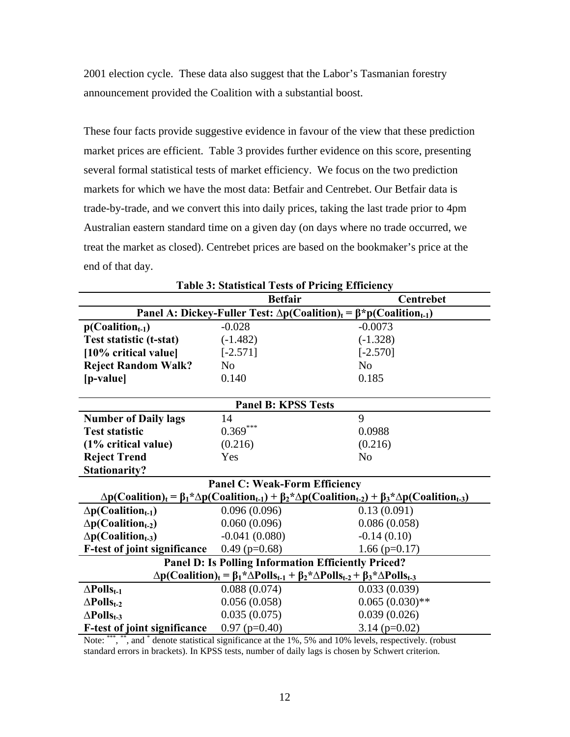2001 election cycle. These data also suggest that the Labor's Tasmanian forestry announcement provided the Coalition with a substantial boost.

These four facts provide suggestive evidence in favour of the view that these prediction market prices are efficient. Table 3 provides further evidence on this score, presenting several formal statistical tests of market efficiency. We focus on the two prediction markets for which we have the most data: Betfair and Centrebet. Our Betfair data is trade-by-trade, and we convert this into daily prices, taking the last trade prior to 4pm Australian eastern standard time on a given day (on days where no trade occurred, we treat the market as closed). Centrebet prices are based on the bookmaker's price at the end of that day.

**Table 3: Statistical Tests of Pricing Efficiency**

| | **Betfair** | **Centrebet** |
|---|---|---|
| **Panel A: Dickey-Fuller Test: $\Delta p(Coalition)_t = \beta * p(Coalition_{t-1})$** | | |
| **$p(Coalition_{t-1})$** | -0.028 | -0.0073 |
| **Test statistic (t-stat)** | (-1.482) | (-1.328) |
| **[10% critical value]** | [-2.571] | [-2.570] |
| **Reject Random Walk?** | No | No |
| **[p-value]** | 0.140 | 0.185 |
| **Panel B: KPSS Tests** | | |
| **Number of Daily lags** | 14 | 9 |
| **Test statistic** | $0.369^{***}$ | 0.0988 |
| **(1% critical value)** | (0.216) | (0.216) |
| **Reject Trend Stationarity?** | Yes | No |
| **Panel C: Weak-Form Efficiency $\Delta p(Coalition)_t = \beta_1 * \Delta p(Coalition_{t-1}) + \beta_2 * \Delta p(Coalition_{t-2}) + \beta_3 * \Delta p(Coalition_{t-3})$** | | |
| **$\Delta p(Coalition_{t-1})$** | 0.096 (0.096) | 0.13 (0.091) |
| **$\Delta p(Coalition_{t-2})$** | 0.060 (0.096) | 0.086 (0.058) |
| **$\Delta p(Coalition_{t-3})$** | -0.041 (0.080) | -0.14 (0.10) |
| **F-test of joint significance** | 0.49 (p=0.68) | 1.66 (p=0.17) |
| **Panel D: Is Polling Information Efficiently Priced? $\Delta p(Coalition)_t = \beta_1 * \Delta Polls_{t-1} + \beta_2 * \Delta Polls_{t-2} + \beta_3 * \Delta Polls_{t-3}$** | | |
| **$\Delta Polls_{t-1}$** | 0.088 (0.074) | 0.033 (0.039) |
| **$\Delta Polls_{t-2}$** | 0.056 (0.058) | 0.065 (0.030)** |
| **$\Delta Polls_{t-3}$** | 0.035 (0.075) | 0.039 (0.026) |
| **F-test of joint significance** | 0.97 (p=0.40) | 3.14 (p=0.02) |

Note: $^{***}$, $^{**}$, and $^{*}$ denote statistical significance at the 1%, 5% and 10% levels, respectively. (robust standard errors in brackets). In KPSS tests, number of daily lags is chosen by Schwert criterion.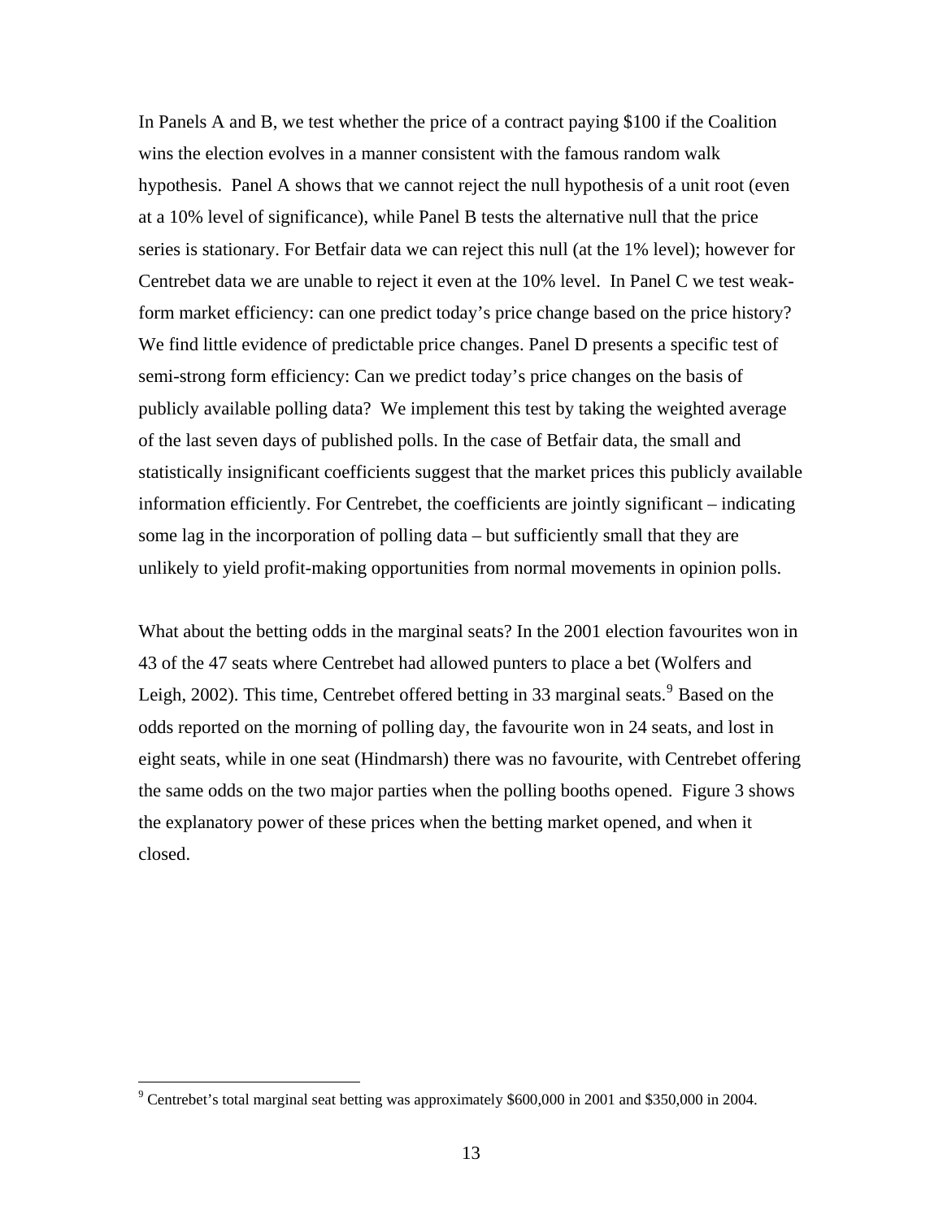In Panels A and B, we test whether the price of a contract paying $100 if the Coalition wins the election evolves in a manner consistent with the famous random walk hypothesis. Panel A shows that we cannot reject the null hypothesis of a unit root (even at a 10% level of significance), while Panel B tests the alternative null that the price series is stationary. For Betfair data we can reject this null (at the 1% level); however for Centrebet data we are unable to reject it even at the 10% level. In Panel C we test weak-form market efficiency: can one predict today's price change based on the price history? We find little evidence of predictable price changes. Panel D presents a specific test of semi-strong form efficiency: Can we predict today's price changes on the basis of publicly available polling data? We implement this test by taking the weighted average of the last seven days of published polls. In the case of Betfair data, the small and statistically insignificant coefficients suggest that the market prices this publicly available information efficiently. For Centrebet, the coefficients are jointly significant – indicating some lag in the incorporation of polling data – but sufficiently small that they are unlikely to yield profit-making opportunities from normal movements in opinion polls.

What about the betting odds in the marginal seats? In the 2001 election favourites won in 43 of the 47 seats where Centrebet had allowed punters to place a bet (Wolfers and Leigh, 2002). This time, Centrebet offered betting in 33 marginal seats.[9] Based on the odds reported on the morning of polling day, the favourite won in 24 seats, and lost in eight seats, while in one seat (Hindmarsh) there was no favourite, with Centrebet offering the same odds on the two major parties when the polling booths opened. Figure 3 shows the explanatory power of these prices when the betting market opened, and when it closed.

[9] Centrebet's total marginal seat betting was approximately $600,000 in 2001 and $350,000 in 2004.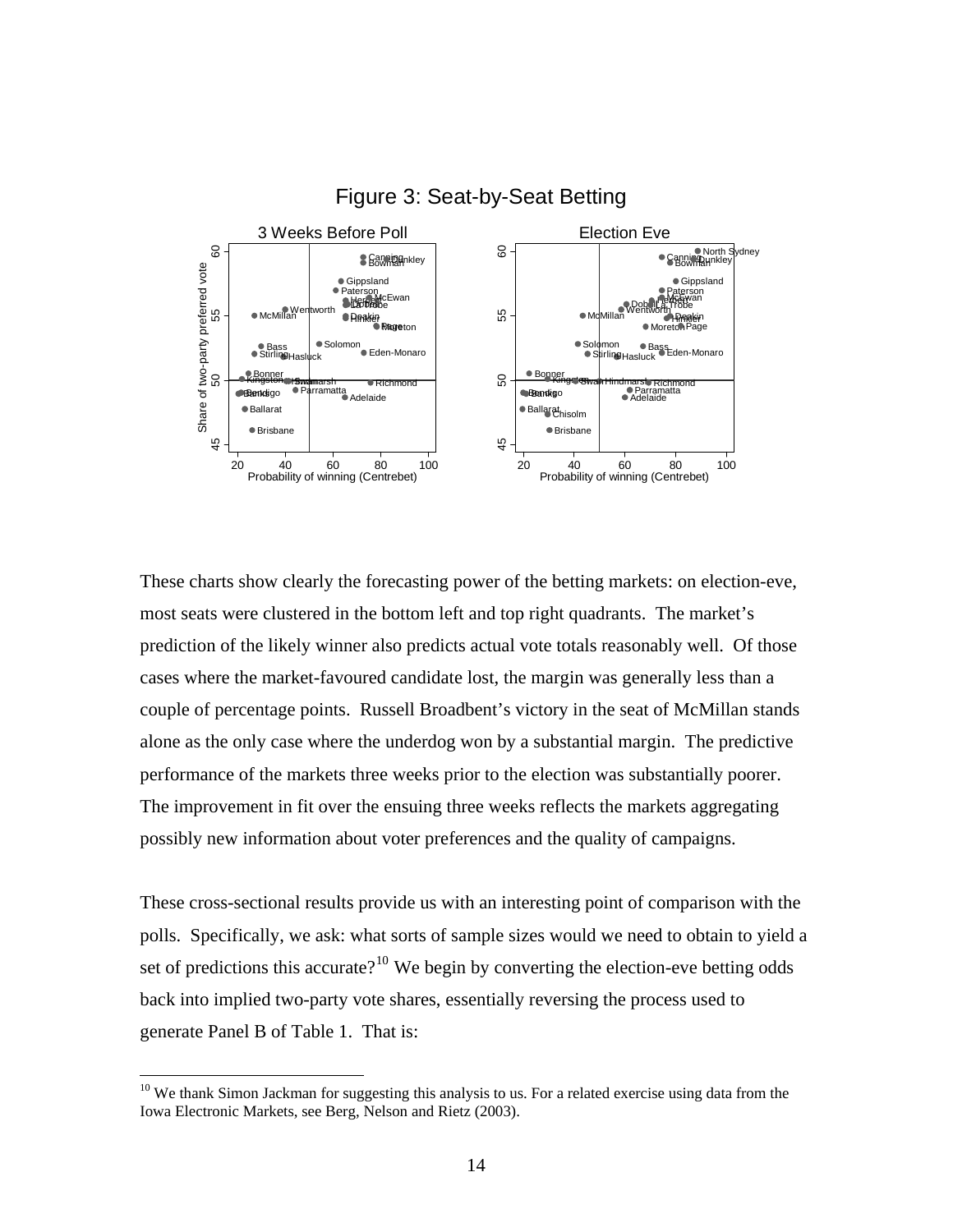Figure 3: Seat-by-Seat Betting

These charts show clearly the forecasting power of the betting markets: on election-eve, most seats were clustered in the bottom left and top right quadrants. The market's prediction of the likely winner also predicts actual vote totals reasonably well. Of those cases where the market-favoured candidate lost, the margin was generally less than a couple of percentage points. Russell Broadbent's victory in the seat of McMillan stands alone as the only case where the underdog won by a substantial margin. The predictive performance of the markets three weeks prior to the election was substantially poorer. The improvement in fit over the ensuing three weeks reflects the markets aggregating possibly new information about voter preferences and the quality of campaigns.

These cross-sectional results provide us with an interesting point of comparison with the polls. Specifically, we ask: what sorts of sample sizes would we need to obtain to yield a set of predictions this accurate?[10] We begin by converting the election-eve betting odds back into implied two-party vote shares, essentially reversing the process used to generate Panel B of Table 1. That is:

[10] We thank Simon Jackman for suggesting this analysis to us. For a related exercise using data from the Iowa Electronic Markets, see Berg, Nelson and Rietz (2003).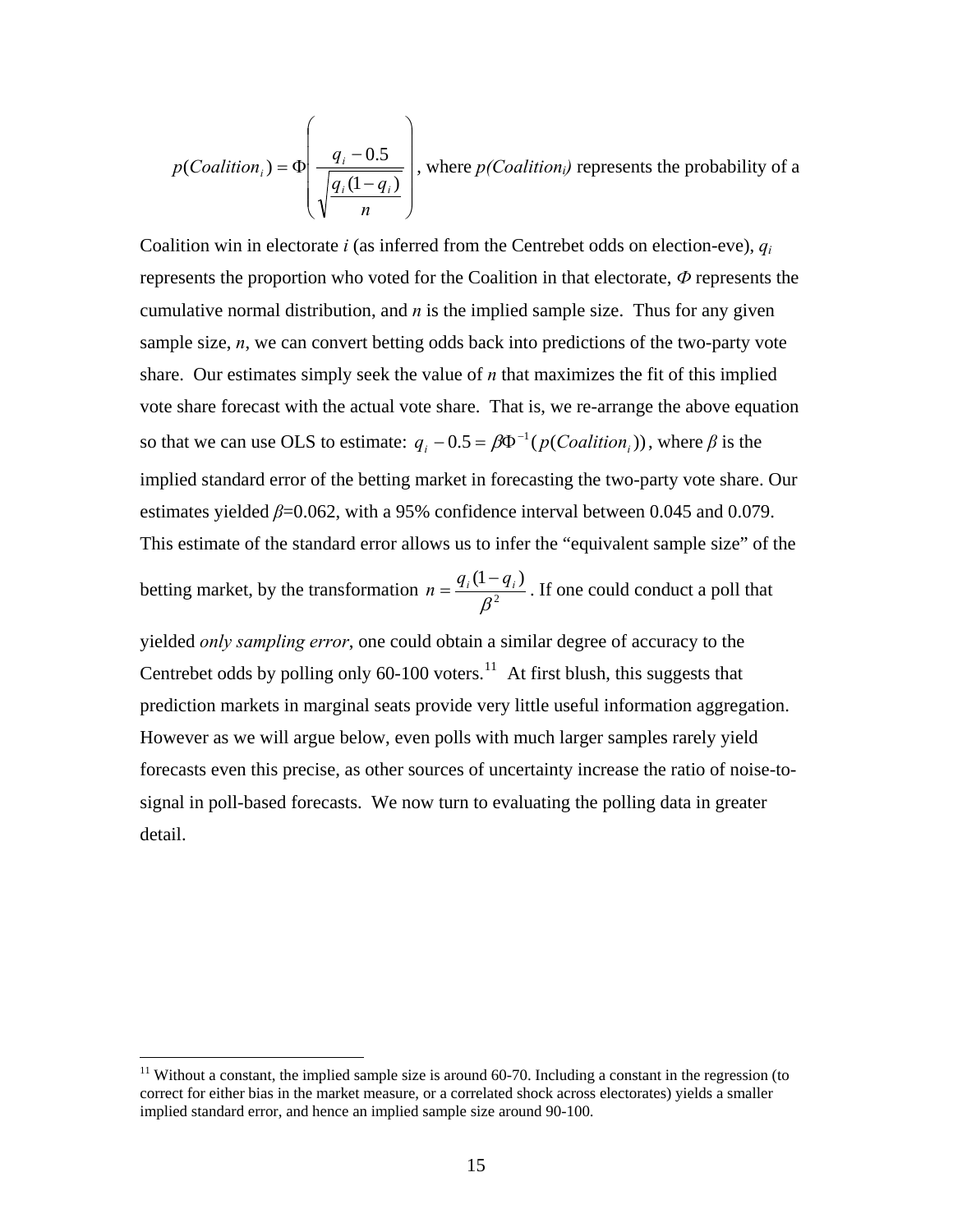$$p(Coalition_i) = \Phi\left(\frac{q_i - 0.5}{\sqrt{\frac{q_i(1-q_i)}{n}}}\right)$$, where *p(Coalition$_i$)* represents the probability of a Coalition win in electorate *i* (as inferred from the Centrebet odds on election-eve), $q_i$ represents the proportion who voted for the Coalition in that electorate, $\Phi$ represents the cumulative normal distribution, and *n* is the implied sample size. Thus for any given sample size, *n*, we can convert betting odds back into predictions of the two-party vote share. Our estimates simply seek the value of *n* that maximizes the fit of this implied vote share forecast with the actual vote share. That is, we re-arrange the above equation so that we can use OLS to estimate: $q_i - 0.5 = \beta\Phi^{-1}(p(Coalition_i))$, where $\beta$ is the implied standard error of the betting market in forecasting the two-party vote share. Our estimates yielded $\beta$=0.062, with a 95% confidence interval between 0.045 and 0.079. This estimate of the standard error allows us to infer the "equivalent sample size" of the betting market, by the transformation $n = \frac{q_i(1-q_i)}{\beta^2}$. If one could conduct a poll that yielded *only sampling error*, one could obtain a similar degree of accuracy to the Centrebet odds by polling only 60-100 voters.[11] At first blush, this suggests that prediction markets in marginal seats provide very little useful information aggregation. However as we will argue below, even polls with much larger samples rarely yield forecasts even this precise, as other sources of uncertainty increase the ratio of noise-to-signal in poll-based forecasts. We now turn to evaluating the polling data in greater detail.

[11] Without a constant, the implied sample size is around 60-70. Including a constant in the regression (to correct for either bias in the market measure, or a correlated shock across electorates) yields a smaller implied standard error, and hence an implied sample size around 90-100.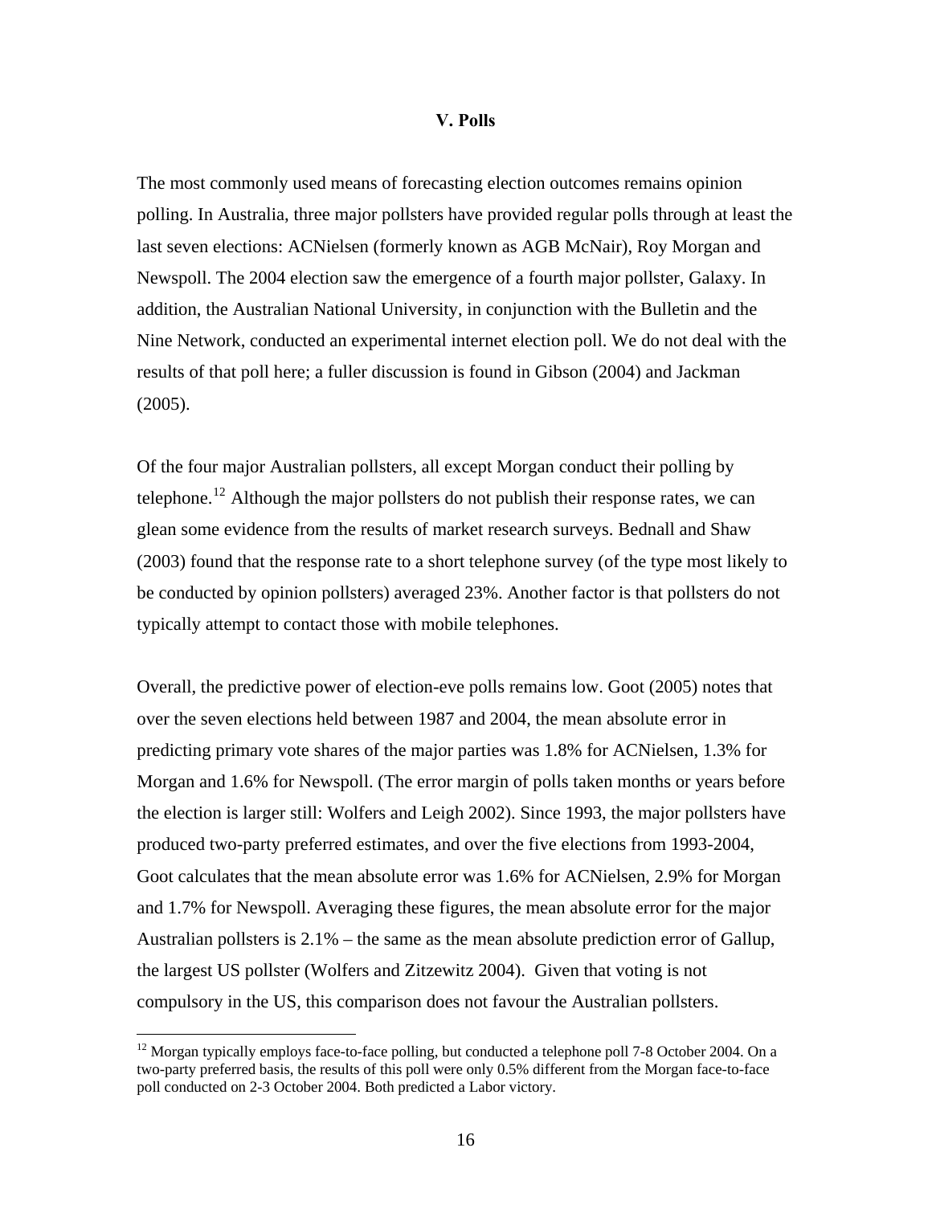## V. Polls

The most commonly used means of forecasting election outcomes remains opinion polling. In Australia, three major pollsters have provided regular polls through at least the last seven elections: ACNielsen (formerly known as AGB McNair), Roy Morgan and Newspoll. The 2004 election saw the emergence of a fourth major pollster, Galaxy. In addition, the Australian National University, in conjunction with the Bulletin and the Nine Network, conducted an experimental internet election poll. We do not deal with the results of that poll here; a fuller discussion is found in Gibson (2004) and Jackman (2005).

Of the four major Australian pollsters, all except Morgan conduct their polling by telephone.[12] Although the major pollsters do not publish their response rates, we can glean some evidence from the results of market research surveys. Bednall and Shaw (2003) found that the response rate to a short telephone survey (of the type most likely to be conducted by opinion pollsters) averaged 23%. Another factor is that pollsters do not typically attempt to contact those with mobile telephones.

Overall, the predictive power of election-eve polls remains low. Goot (2005) notes that over the seven elections held between 1987 and 2004, the mean absolute error in predicting primary vote shares of the major parties was 1.8% for ACNielsen, 1.3% for Morgan and 1.6% for Newspoll. (The error margin of polls taken months or years before the election is larger still: Wolfers and Leigh 2002). Since 1993, the major pollsters have produced two-party preferred estimates, and over the five elections from 1993-2004, Goot calculates that the mean absolute error was 1.6% for ACNielsen, 2.9% for Morgan and 1.7% for Newspoll. Averaging these figures, the mean absolute error for the major Australian pollsters is 2.1% – the same as the mean absolute prediction error of Gallup, the largest US pollster (Wolfers and Zitzewitz 2004). Given that voting is not compulsory in the US, this comparison does not favour the Australian pollsters.

---

[12] Morgan typically employs face-to-face polling, but conducted a telephone poll 7-8 October 2004. On a two-party preferred basis, the results of this poll were only 0.5% different from the Morgan face-to-face poll conducted on 2-3 October 2004. Both predicted a Labor victory.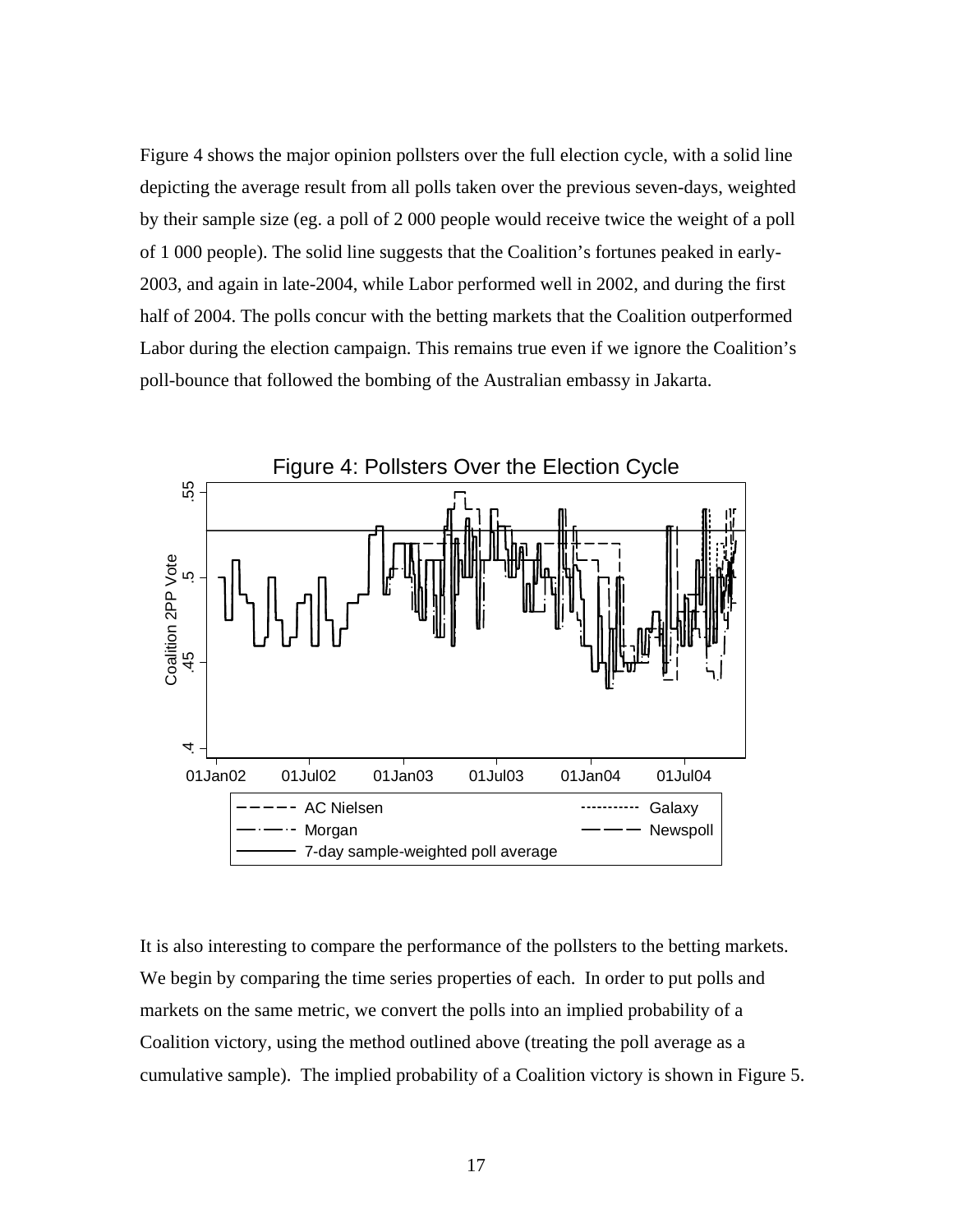Figure 4 shows the major opinion pollsters over the full election cycle, with a solid line depicting the average result from all polls taken over the previous seven-days, weighted by their sample size (eg. a poll of 2 000 people would receive twice the weight of a poll of 1 000 people). The solid line suggests that the Coalition's fortunes peaked in early-2003, and again in late-2004, while Labor performed well in 2002, and during the first half of 2004. The polls concur with the betting markets that the Coalition outperformed Labor during the election campaign. This remains true even if we ignore the Coalition's poll-bounce that followed the bombing of the Australian embassy in Jakarta.

Figure 4: Pollsters Over the Election Cycle

It is also interesting to compare the performance of the pollsters to the betting markets. We begin by comparing the time series properties of each. In order to put polls and markets on the same metric, we convert the polls into an implied probability of a Coalition victory, using the method outlined above (treating the poll average as a cumulative sample). The implied probability of a Coalition victory is shown in Figure 5.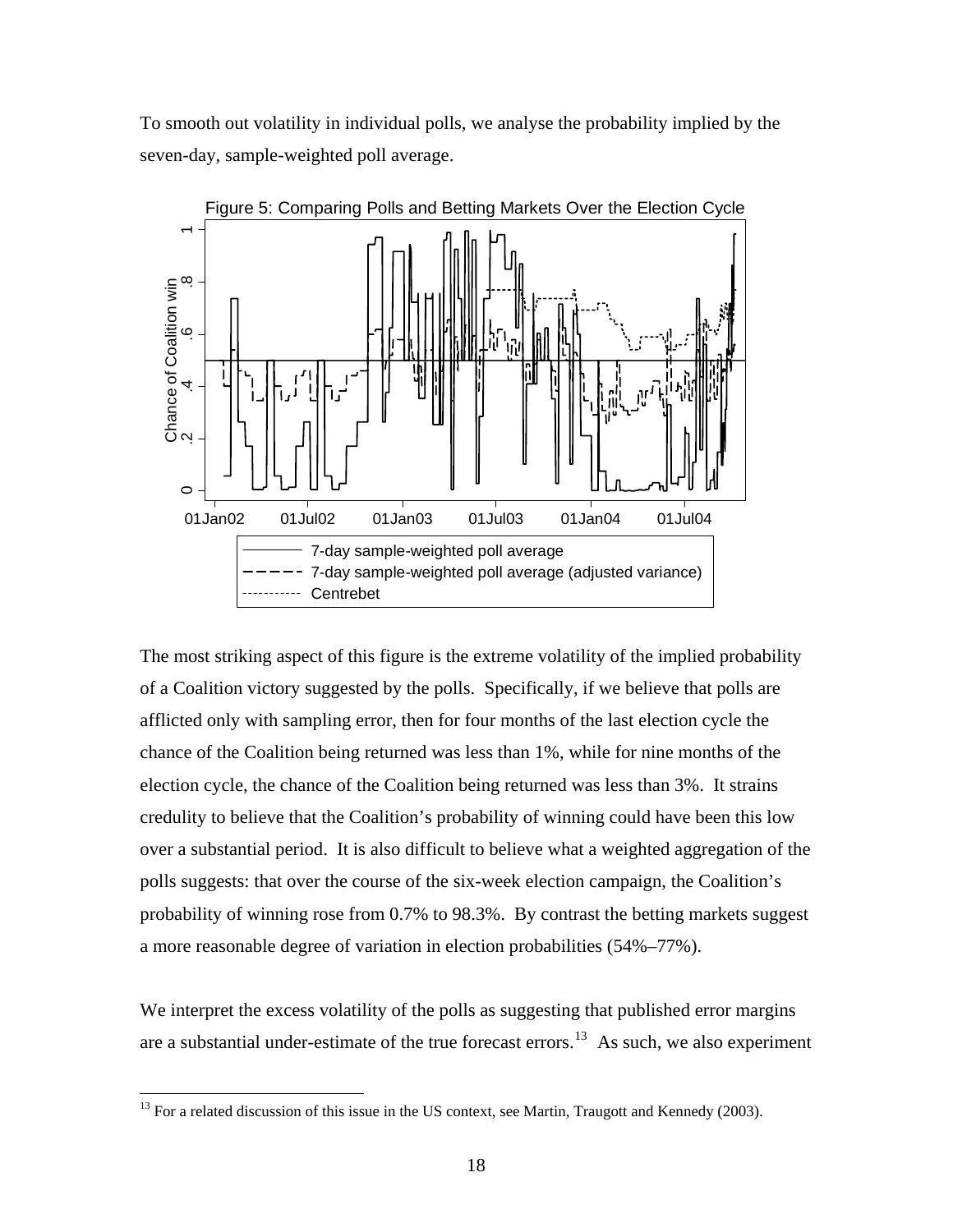To smooth out volatility in individual polls, we analyse the probability implied by the seven-day, sample-weighted poll average.

Figure 5: Comparing Polls and Betting Markets Over the Election Cycle

The most striking aspect of this figure is the extreme volatility of the implied probability of a Coalition victory suggested by the polls. Specifically, if we believe that polls are afflicted only with sampling error, then for four months of the last election cycle the chance of the Coalition being returned was less than 1%, while for nine months of the election cycle, the chance of the Coalition being returned was less than 3%. It strains credulity to believe that the Coalition's probability of winning could have been this low over a substantial period. It is also difficult to believe what a weighted aggregation of the polls suggests: that over the course of the six-week election campaign, the Coalition's probability of winning rose from 0.7% to 98.3%. By contrast the betting markets suggest a more reasonable degree of variation in election probabilities (54%–77%).

We interpret the excess volatility of the polls as suggesting that published error margins are a substantial under-estimate of the true forecast errors.[13] As such, we also experiment

[13] For a related discussion of this issue in the US context, see Martin, Traugott and Kennedy (2003).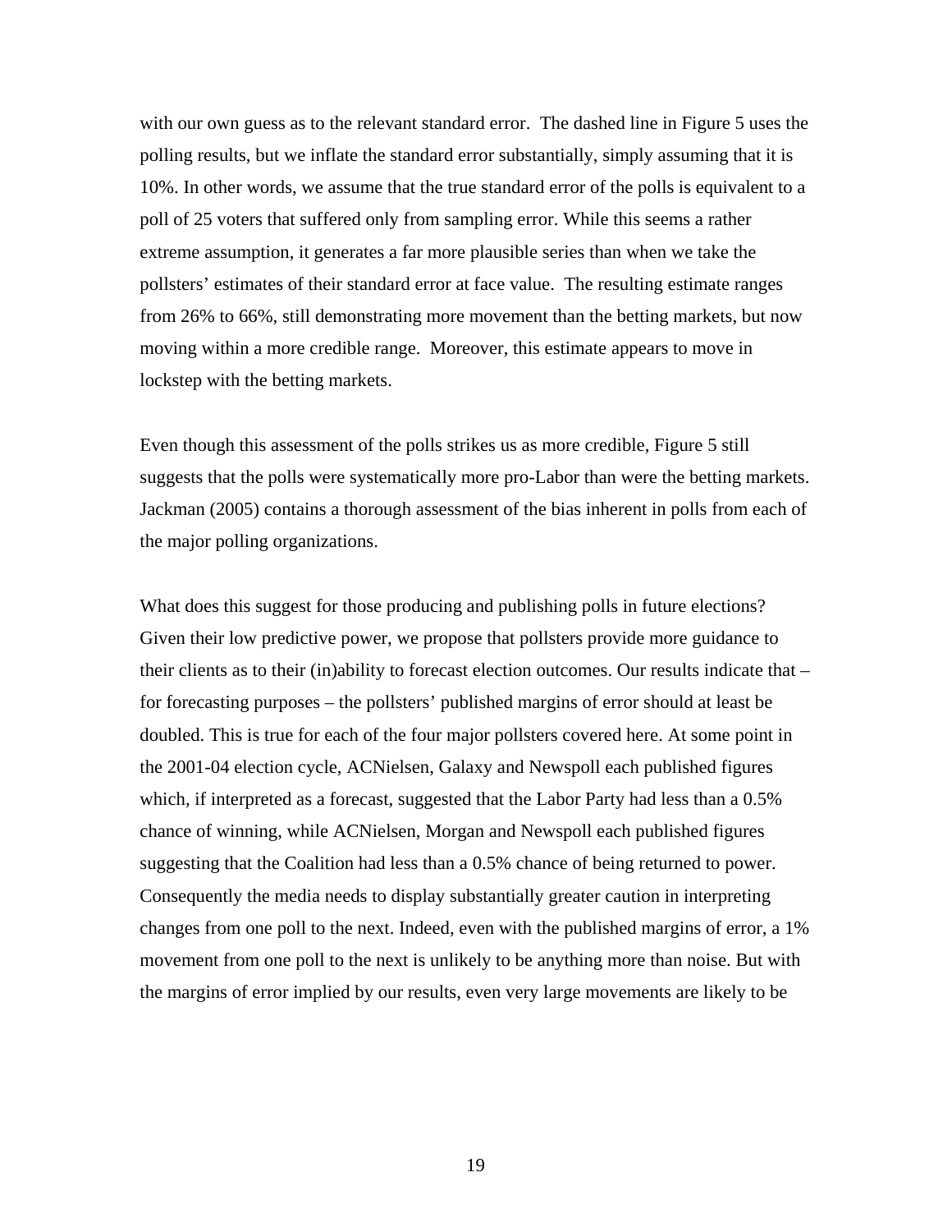with our own guess as to the relevant standard error. The dashed line in Figure 5 uses the polling results, but we inflate the standard error substantially, simply assuming that it is 10%. In other words, we assume that the true standard error of the polls is equivalent to a poll of 25 voters that suffered only from sampling error. While this seems a rather extreme assumption, it generates a far more plausible series than when we take the pollsters' estimates of their standard error at face value. The resulting estimate ranges from 26% to 66%, still demonstrating more movement than the betting markets, but now moving within a more credible range. Moreover, this estimate appears to move in lockstep with the betting markets.

Even though this assessment of the polls strikes us as more credible, Figure 5 still suggests that the polls were systematically more pro-Labor than were the betting markets. Jackman (2005) contains a thorough assessment of the bias inherent in polls from each of the major polling organizations.

What does this suggest for those producing and publishing polls in future elections? Given their low predictive power, we propose that pollsters provide more guidance to their clients as to their (in)ability to forecast election outcomes. Our results indicate that – for forecasting purposes – the pollsters' published margins of error should at least be doubled. This is true for each of the four major pollsters covered here. At some point in the 2001-04 election cycle, ACNielsen, Galaxy and Newspoll each published figures which, if interpreted as a forecast, suggested that the Labor Party had less than a 0.5% chance of winning, while ACNielsen, Morgan and Newspoll each published figures suggesting that the Coalition had less than a 0.5% chance of being returned to power. Consequently the media needs to display substantially greater caution in interpreting changes from one poll to the next. Indeed, even with the published margins of error, a 1% movement from one poll to the next is unlikely to be anything more than noise. But with the margins of error implied by our results, even very large movements are likely to be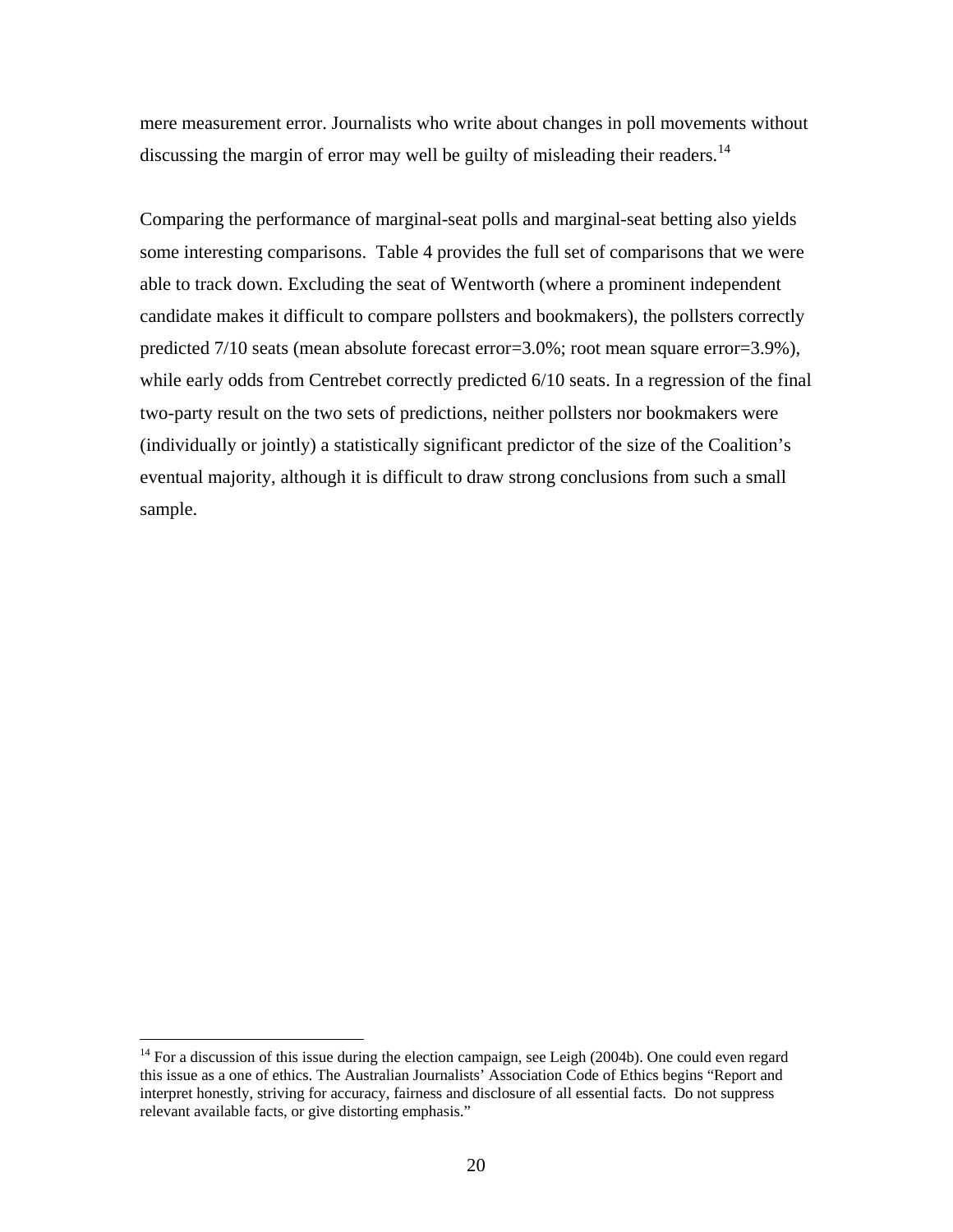mere measurement error. Journalists who write about changes in poll movements without discussing the margin of error may well be guilty of misleading their readers.[14]

Comparing the performance of marginal-seat polls and marginal-seat betting also yields some interesting comparisons. Table 4 provides the full set of comparisons that we were able to track down. Excluding the seat of Wentworth (where a prominent independent candidate makes it difficult to compare pollsters and bookmakers), the pollsters correctly predicted 7/10 seats (mean absolute forecast error=3.0%; root mean square error=3.9%), while early odds from Centrebet correctly predicted 6/10 seats. In a regression of the final two-party result on the two sets of predictions, neither pollsters nor bookmakers were (individually or jointly) a statistically significant predictor of the size of the Coalition's eventual majority, although it is difficult to draw strong conclusions from such a small sample.

---

[14] For a discussion of this issue during the election campaign, see Leigh (2004b). One could even regard this issue as a one of ethics. The Australian Journalists' Association Code of Ethics begins "Report and interpret honestly, striving for accuracy, fairness and disclosure of all essential facts. Do not suppress relevant available facts, or give distorting emphasis."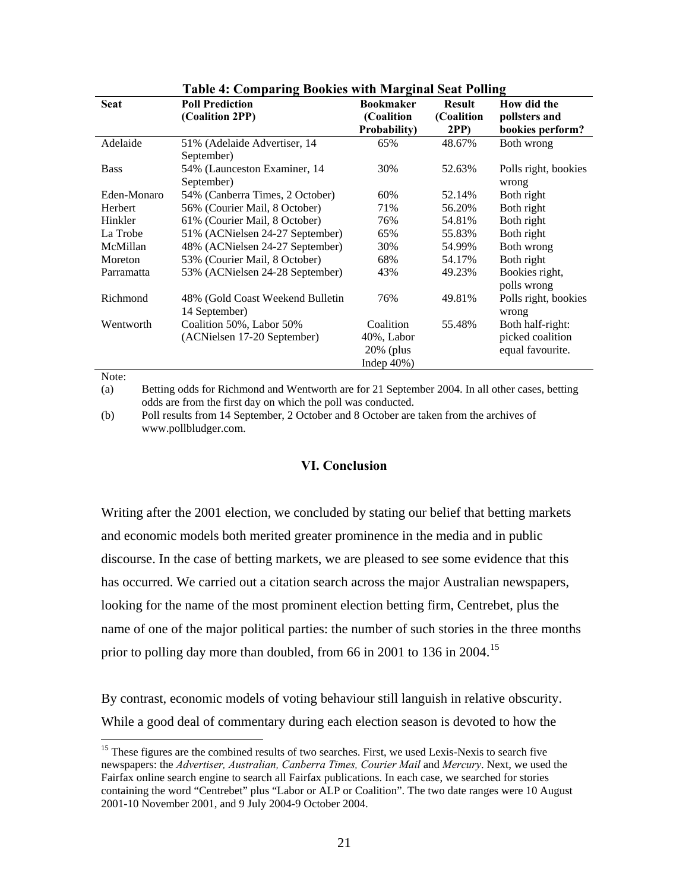**Table 4: Comparing Bookies with Marginal Seat Polling**

| Seat | Poll Prediction (Coalition 2PP) | Bookmaker (Coalition Probability) | Result (Coalition 2PP) | How did the pollsters and bookies perform? |
|---|---|---|---|---|
| Adelaide | 51% (Adelaide Advertiser, 14 September) | 65% | 48.67% | Both wrong |
| Bass | 54% (Launceston Examiner, 14 September) | 30% | 52.63% | Polls right, bookies wrong |
| Eden-Monaro | 54% (Canberra Times, 2 October) | 60% | 52.14% | Both right |
| Herbert | 56% (Courier Mail, 8 October) | 71% | 56.20% | Both right |
| Hinkler | 61% (Courier Mail, 8 October) | 76% | 54.81% | Both right |
| La Trobe | 51% (ACNielsen 24-27 September) | 65% | 55.83% | Both right |
| McMillan | 48% (ACNielsen 24-27 September) | 30% | 54.99% | Both wrong |
| Moreton | 53% (Courier Mail, 8 October) | 68% | 54.17% | Both right |
| Parramatta | 53% (ACNielsen 24-28 September) | 43% | 49.23% | Bookies right, polls wrong |
| Richmond | 48% (Gold Coast Weekend Bulletin 14 September) | 76% | 49.81% | Polls right, bookies wrong |
| Wentworth | Coalition 50%, Labor 50% (ACNielsen 17-20 September) | Coalition 40%, Labor 20% (plus Indep 40%) | 55.48% | Both half-right: picked coalition equal favourite. |

Note:

(a) Betting odds for Richmond and Wentworth are for 21 September 2004. In all other cases, betting odds are from the first day on which the poll was conducted.

(b) Poll results from 14 September, 2 October and 8 October are taken from the archives of www.pollbludger.com.

## VI. Conclusion

Writing after the 2001 election, we concluded by stating our belief that betting markets and economic models both merited greater prominence in the media and in public discourse. In the case of betting markets, we are pleased to see some evidence that this has occurred. We carried out a citation search across the major Australian newspapers, looking for the name of the most prominent election betting firm, Centrebet, plus the name of one of the major political parties: the number of such stories in the three months prior to polling day more than doubled, from 66 in 2001 to 136 in 2004.[15]

By contrast, economic models of voting behaviour still languish in relative obscurity. While a good deal of commentary during each election season is devoted to how the

[15] These figures are the combined results of two searches. First, we used Lexis-Nexis to search five newspapers: the *Advertiser, Australian, Canberra Times, Courier Mail* and *Mercury*. Next, we used the Fairfax online search engine to search all Fairfax publications. In each case, we searched for stories containing the word "Centrebet" plus "Labor or ALP or Coalition". The two date ranges were 10 August 2001-10 November 2001, and 9 July 2004-9 October 2004.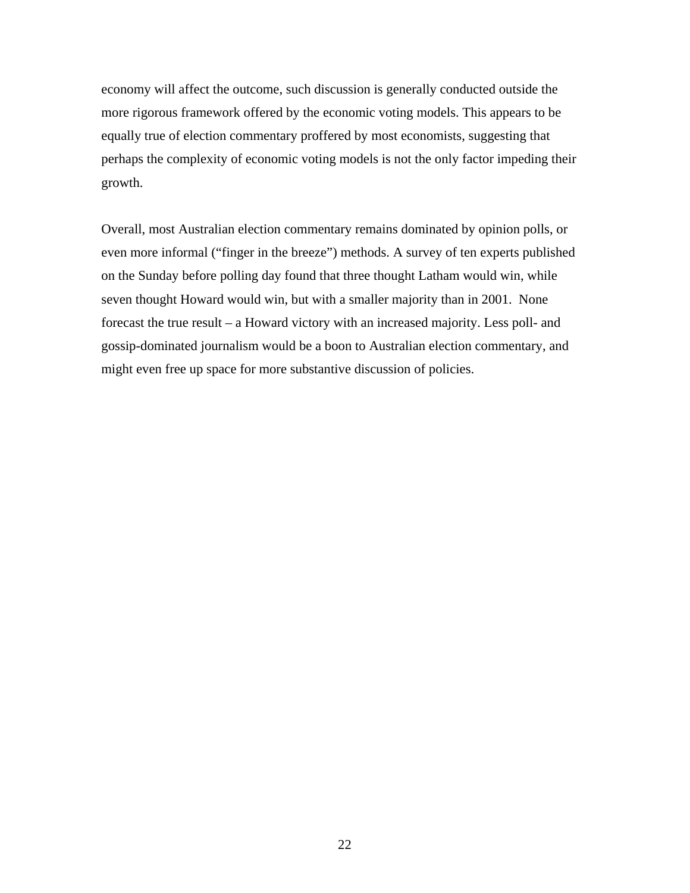economy will affect the outcome, such discussion is generally conducted outside the more rigorous framework offered by the economic voting models. This appears to be equally true of election commentary proffered by most economists, suggesting that perhaps the complexity of economic voting models is not the only factor impeding their growth.

Overall, most Australian election commentary remains dominated by opinion polls, or even more informal ("finger in the breeze") methods. A survey of ten experts published on the Sunday before polling day found that three thought Latham would win, while seven thought Howard would win, but with a smaller majority than in 2001. None forecast the true result – a Howard victory with an increased majority. Less poll- and gossip-dominated journalism would be a boon to Australian election commentary, and might even free up space for more substantive discussion of policies.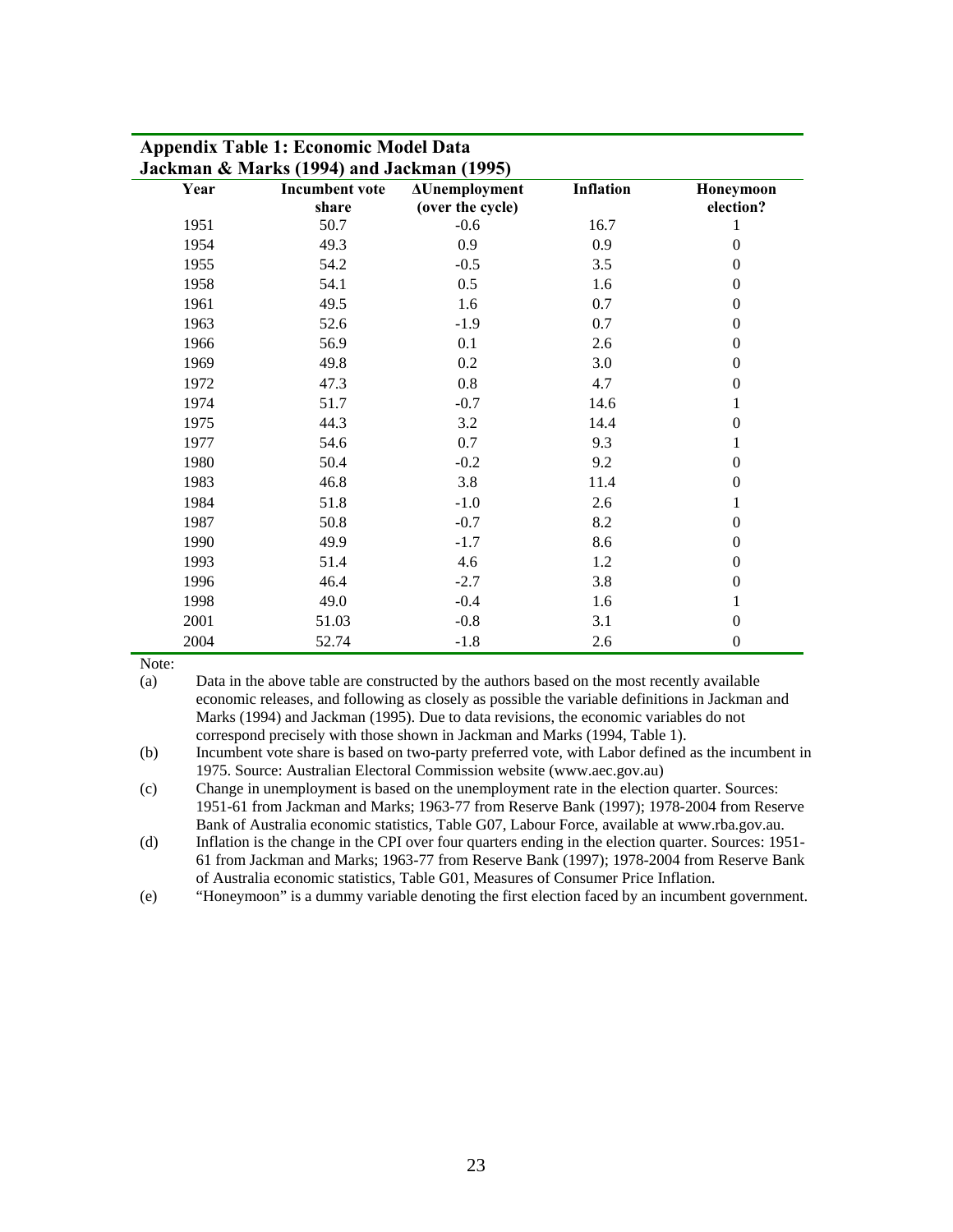**Appendix Table 1: Economic Model Data**
**Jackman & Marks (1994) and Jackman (1995)**

| Year | Incumbent vote share | ΔUnemployment (over the cycle) | Inflation | Honeymoon election? |
|---|---|---|---|---|
| 1951 | 50.7 | -0.6 | 16.7 | 1 |
| 1954 | 49.3 | 0.9 | 0.9 | 0 |
| 1955 | 54.2 | -0.5 | 3.5 | 0 |
| 1958 | 54.1 | 0.5 | 1.6 | 0 |
| 1961 | 49.5 | 1.6 | 0.7 | 0 |
| 1963 | 52.6 | -1.9 | 0.7 | 0 |
| 1966 | 56.9 | 0.1 | 2.6 | 0 |
| 1969 | 49.8 | 0.2 | 3.0 | 0 |
| 1972 | 47.3 | 0.8 | 4.7 | 0 |
| 1974 | 51.7 | -0.7 | 14.6 | 1 |
| 1975 | 44.3 | 3.2 | 14.4 | 0 |
| 1977 | 54.6 | 0.7 | 9.3 | 1 |
| 1980 | 50.4 | -0.2 | 9.2 | 0 |
| 1983 | 46.8 | 3.8 | 11.4 | 0 |
| 1984 | 51.8 | -1.0 | 2.6 | 1 |
| 1987 | 50.8 | -0.7 | 8.2 | 0 |
| 1990 | 49.9 | -1.7 | 8.6 | 0 |
| 1993 | 51.4 | 4.6 | 1.2 | 0 |
| 1996 | 46.4 | -2.7 | 3.8 | 0 |
| 1998 | 49.0 | -0.4 | 1.6 | 1 |
| 2001 | 51.03 | -0.8 | 3.1 | 0 |
| 2004 | 52.74 | -1.8 | 2.6 | 0 |

Note:

(a) Data in the above table are constructed by the authors based on the most recently available economic releases, and following as closely as possible the variable definitions in Jackman and Marks (1994) and Jackman (1995). Due to data revisions, the economic variables do not correspond precisely with those shown in Jackman and Marks (1994, Table 1).

(b) Incumbent vote share is based on two-party preferred vote, with Labor defined as the incumbent in 1975. Source: Australian Electoral Commission website (www.aec.gov.au)

(c) Change in unemployment is based on the unemployment rate in the election quarter. Sources: 1951-61 from Jackman and Marks; 1963-77 from Reserve Bank (1997); 1978-2004 from Reserve Bank of Australia economic statistics, Table G07, Labour Force, available at www.rba.gov.au.

(d) Inflation is the change in the CPI over four quarters ending in the election quarter. Sources: 1951-61 from Jackman and Marks; 1963-77 from Reserve Bank (1997); 1978-2004 from Reserve Bank of Australia economic statistics, Table G01, Measures of Consumer Price Inflation.

(e) "Honeymoon" is a dummy variable denoting the first election faced by an incumbent government.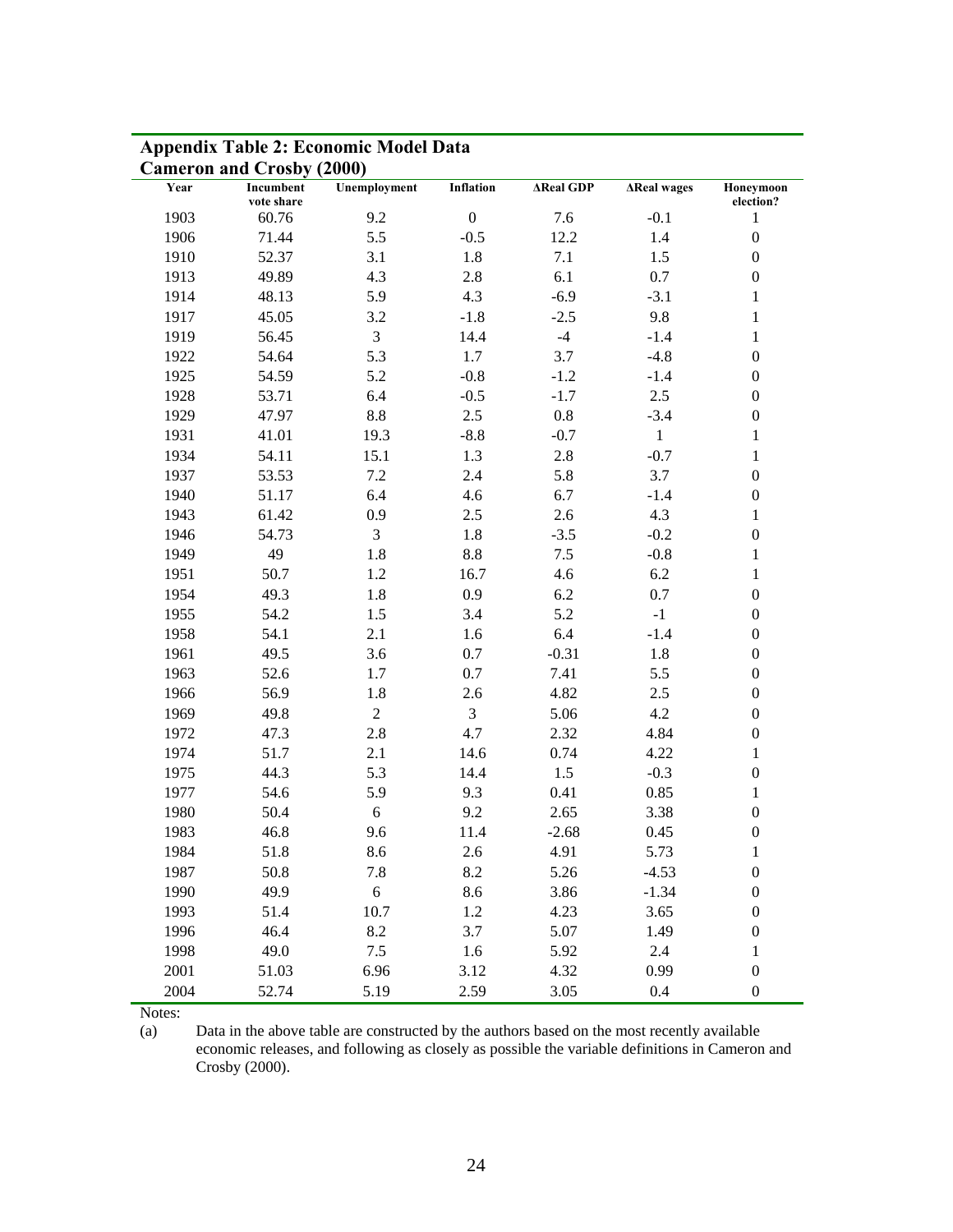## Appendix Table 2: Economic Model Data
## Cameron and Crosby (2000)

| Year | Incumbent vote share | Unemployment | Inflation | ΔReal GDP | ΔReal wages | Honeymoon election? |
|---|---|---|---|---|---|---|
| 1903 | 60.76 | 9.2 | 0 | 7.6 | -0.1 | 1 |
| 1906 | 71.44 | 5.5 | -0.5 | 12.2 | 1.4 | 0 |
| 1910 | 52.37 | 3.1 | 1.8 | 7.1 | 1.5 | 0 |
| 1913 | 49.89 | 4.3 | 2.8 | 6.1 | 0.7 | 0 |
| 1914 | 48.13 | 5.9 | 4.3 | -6.9 | -3.1 | 1 |
| 1917 | 45.05 | 3.2 | -1.8 | -2.5 | 9.8 | 1 |
| 1919 | 56.45 | 3 | 14.4 | -4 | -1.4 | 1 |
| 1922 | 54.64 | 5.3 | 1.7 | 3.7 | -4.8 | 0 |
| 1925 | 54.59 | 5.2 | -0.8 | -1.2 | -1.4 | 0 |
| 1928 | 53.71 | 6.4 | -0.5 | -1.7 | 2.5 | 0 |
| 1929 | 47.97 | 8.8 | 2.5 | 0.8 | -3.4 | 0 |
| 1931 | 41.01 | 19.3 | -8.8 | -0.7 | 1 | 1 |
| 1934 | 54.11 | 15.1 | 1.3 | 2.8 | -0.7 | 1 |
| 1937 | 53.53 | 7.2 | 2.4 | 5.8 | 3.7 | 0 |
| 1940 | 51.17 | 6.4 | 4.6 | 6.7 | -1.4 | 0 |
| 1943 | 61.42 | 0.9 | 2.5 | 2.6 | 4.3 | 1 |
| 1946 | 54.73 | 3 | 1.8 | -3.5 | -0.2 | 0 |
| 1949 | 49 | 1.8 | 8.8 | 7.5 | -0.8 | 1 |
| 1951 | 50.7 | 1.2 | 16.7 | 4.6 | 6.2 | 1 |
| 1954 | 49.3 | 1.8 | 0.9 | 6.2 | 0.7 | 0 |
| 1955 | 54.2 | 1.5 | 3.4 | 5.2 | -1 | 0 |
| 1958 | 54.1 | 2.1 | 1.6 | 6.4 | -1.4 | 0 |
| 1961 | 49.5 | 3.6 | 0.7 | -0.31 | 1.8 | 0 |
| 1963 | 52.6 | 1.7 | 0.7 | 7.41 | 5.5 | 0 |
| 1966 | 56.9 | 1.8 | 2.6 | 4.82 | 2.5 | 0 |
| 1969 | 49.8 | 2 | 3 | 5.06 | 4.2 | 0 |
| 1972 | 47.3 | 2.8 | 4.7 | 2.32 | 4.84 | 0 |
| 1974 | 51.7 | 2.1 | 14.6 | 0.74 | 4.22 | 1 |
| 1975 | 44.3 | 5.3 | 14.4 | 1.5 | -0.3 | 0 |
| 1977 | 54.6 | 5.9 | 9.3 | 0.41 | 0.85 | 1 |
| 1980 | 50.4 | 6 | 9.2 | 2.65 | 3.38 | 0 |
| 1983 | 46.8 | 9.6 | 11.4 | -2.68 | 0.45 | 0 |
| 1984 | 51.8 | 8.6 | 2.6 | 4.91 | 5.73 | 1 |
| 1987 | 50.8 | 7.8 | 8.2 | 5.26 | -4.53 | 0 |
| 1990 | 49.9 | 6 | 8.6 | 3.86 | -1.34 | 0 |
| 1993 | 51.4 | 10.7 | 1.2 | 4.23 | 3.65 | 0 |
| 1996 | 46.4 | 8.2 | 3.7 | 5.07 | 1.49 | 0 |
| 1998 | 49.0 | 7.5 | 1.6 | 5.92 | 2.4 | 1 |
| 2001 | 51.03 | 6.96 | 3.12 | 4.32 | 0.99 | 0 |
| 2004 | 52.74 | 5.19 | 2.59 | 3.05 | 0.4 | 0 |

Notes:

(a) Data in the above table are constructed by the authors based on the most recently available economic releases, and following as closely as possible the variable definitions in Cameron and Crosby (2000).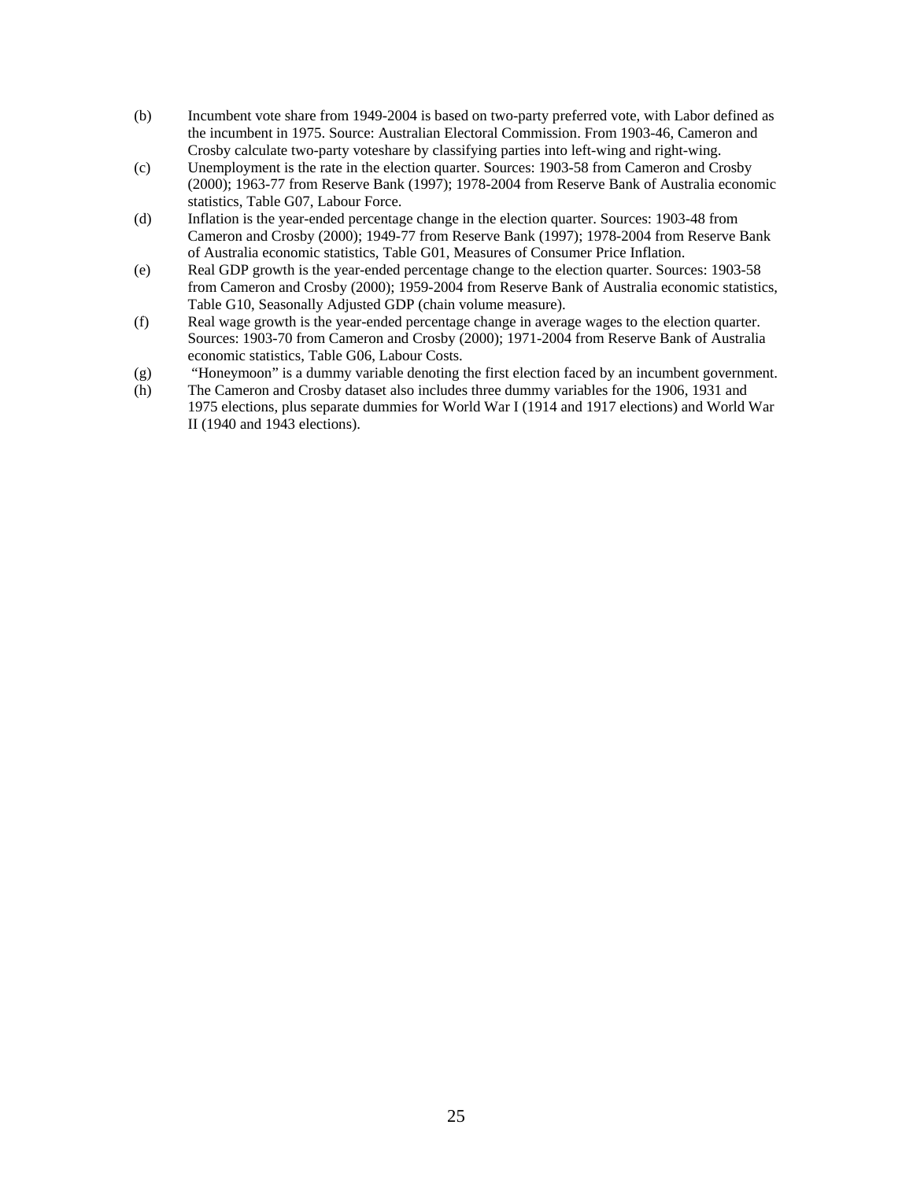(b) Incumbent vote share from 1949-2004 is based on two-party preferred vote, with Labor defined as the incumbent in 1975. Source: Australian Electoral Commission. From 1903-46, Cameron and Crosby calculate two-party voteshare by classifying parties into left-wing and right-wing.

(c) Unemployment is the rate in the election quarter. Sources: 1903-58 from Cameron and Crosby (2000); 1963-77 from Reserve Bank (1997); 1978-2004 from Reserve Bank of Australia economic statistics, Table G07, Labour Force.

(d) Inflation is the year-ended percentage change in the election quarter. Sources: 1903-48 from Cameron and Crosby (2000); 1949-77 from Reserve Bank (1997); 1978-2004 from Reserve Bank of Australia economic statistics, Table G01, Measures of Consumer Price Inflation.

(e) Real GDP growth is the year-ended percentage change to the election quarter. Sources: 1903-58 from Cameron and Crosby (2000); 1959-2004 from Reserve Bank of Australia economic statistics, Table G10, Seasonally Adjusted GDP (chain volume measure).

(f) Real wage growth is the year-ended percentage change in average wages to the election quarter. Sources: 1903-70 from Cameron and Crosby (2000); 1971-2004 from Reserve Bank of Australia economic statistics, Table G06, Labour Costs.

(g) "Honeymoon" is a dummy variable denoting the first election faced by an incumbent government.

(h) The Cameron and Crosby dataset also includes three dummy variables for the 1906, 1931 and 1975 elections, plus separate dummies for World War I (1914 and 1917 elections) and World War II (1940 and 1943 elections).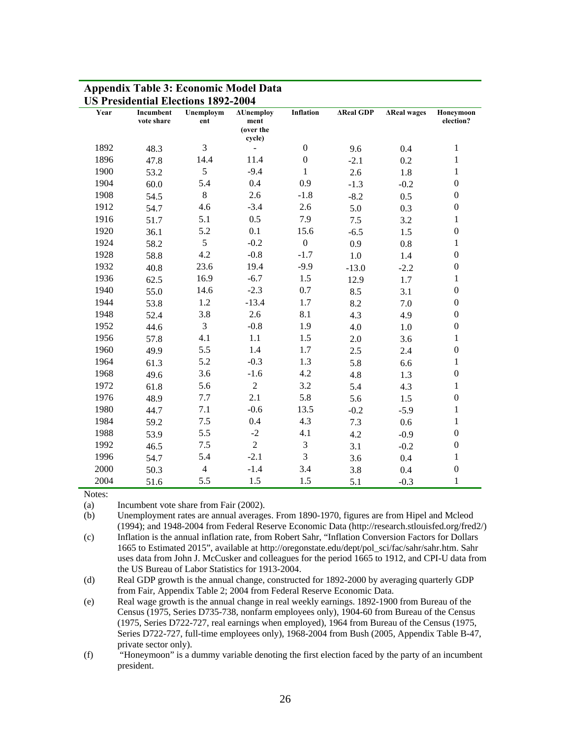## Appendix Table 3: Economic Model Data
## US Presidential Elections 1892-2004

| Year | Incumbent vote share | Unemployment | ΔUnemployment (over the cycle) | Inflation | ΔReal GDP | ΔReal wages | Honeymoon election? |
|---|---|---|---|---|---|---|---|
| 1892 | 48.3 | 3 | - | 0 | 9.6 | 0.4 | 1 |
| 1896 | 47.8 | 14.4 | 11.4 | 0 | -2.1 | 0.2 | 1 |
| 1900 | 53.2 | 5 | -9.4 | 1 | 2.6 | 1.8 | 1 |
| 1904 | 60.0 | 5.4 | 0.4 | 0.9 | -1.3 | -0.2 | 0 |
| 1908 | 54.5 | 8 | 2.6 | -1.8 | -8.2 | 0.5 | 0 |
| 1912 | 54.7 | 4.6 | -3.4 | 2.6 | 5.0 | 0.3 | 0 |
| 1916 | 51.7 | 5.1 | 0.5 | 7.9 | 7.5 | 3.2 | 1 |
| 1920 | 36.1 | 5.2 | 0.1 | 15.6 | -6.5 | 1.5 | 0 |
| 1924 | 58.2 | 5 | -0.2 | 0 | 0.9 | 0.8 | 1 |
| 1928 | 58.8 | 4.2 | -0.8 | -1.7 | 1.0 | 1.4 | 0 |
| 1932 | 40.8 | 23.6 | 19.4 | -9.9 | -13.0 | -2.2 | 0 |
| 1936 | 62.5 | 16.9 | -6.7 | 1.5 | 12.9 | 1.7 | 1 |
| 1940 | 55.0 | 14.6 | -2.3 | 0.7 | 8.5 | 3.1 | 0 |
| 1944 | 53.8 | 1.2 | -13.4 | 1.7 | 8.2 | 7.0 | 0 |
| 1948 | 52.4 | 3.8 | 2.6 | 8.1 | 4.3 | 4.9 | 0 |
| 1952 | 44.6 | 3 | -0.8 | 1.9 | 4.0 | 1.0 | 0 |
| 1956 | 57.8 | 4.1 | 1.1 | 1.5 | 2.0 | 3.6 | 1 |
| 1960 | 49.9 | 5.5 | 1.4 | 1.7 | 2.5 | 2.4 | 0 |
| 1964 | 61.3 | 5.2 | -0.3 | 1.3 | 5.8 | 6.6 | 1 |
| 1968 | 49.6 | 3.6 | -1.6 | 4.2 | 4.8 | 1.3 | 0 |
| 1972 | 61.8 | 5.6 | 2 | 3.2 | 5.4 | 4.3 | 1 |
| 1976 | 48.9 | 7.7 | 2.1 | 5.8 | 5.6 | 1.5 | 0 |
| 1980 | 44.7 | 7.1 | -0.6 | 13.5 | -0.2 | -5.9 | 1 |
| 1984 | 59.2 | 7.5 | 0.4 | 4.3 | 7.3 | 0.6 | 1 |
| 1988 | 53.9 | 5.5 | -2 | 4.1 | 4.2 | -0.9 | 0 |
| 1992 | 46.5 | 7.5 | 2 | 3 | 3.1 | -0.2 | 0 |
| 1996 | 54.7 | 5.4 | -2.1 | 3 | 3.6 | 0.4 | 1 |
| 2000 | 50.3 | 4 | -1.4 | 3.4 | 3.8 | 0.4 | 0 |
| 2004 | 51.6 | 5.5 | 1.5 | 1.5 | 5.1 | -0.3 | 1 |

Notes:

(a) Incumbent vote share from Fair (2002).

(b) Unemployment rates are annual averages. From 1890-1970, figures are from Hipel and Mcleod (1994); and 1948-2004 from Federal Reserve Economic Data (http://research.stlouisfed.org/fred2/)

(c) Inflation is the annual inflation rate, from Robert Sahr, "Inflation Conversion Factors for Dollars 1665 to Estimated 2015", available at http://oregonstate.edu/dept/pol_sci/fac/sahr/sahr.htm. Sahr uses data from John J. McCusker and colleagues for the period 1665 to 1912, and CPI-U data from the US Bureau of Labor Statistics for 1913-2004.

(d) Real GDP growth is the annual change, constructed for 1892-2000 by averaging quarterly GDP from Fair, Appendix Table 2; 2004 from Federal Reserve Economic Data.

(e) Real wage growth is the annual change in real weekly earnings. 1892-1900 from Bureau of the Census (1975, Series D735-738, nonfarm employees only), 1904-60 from Bureau of the Census (1975, Series D722-727, real earnings when employed), 1964 from Bureau of the Census (1975, Series D722-727, full-time employees only), 1968-2004 from Bush (2005, Appendix Table B-47, private sector only).

(f) "Honeymoon" is a dummy variable denoting the first election faced by the party of an incumbent president.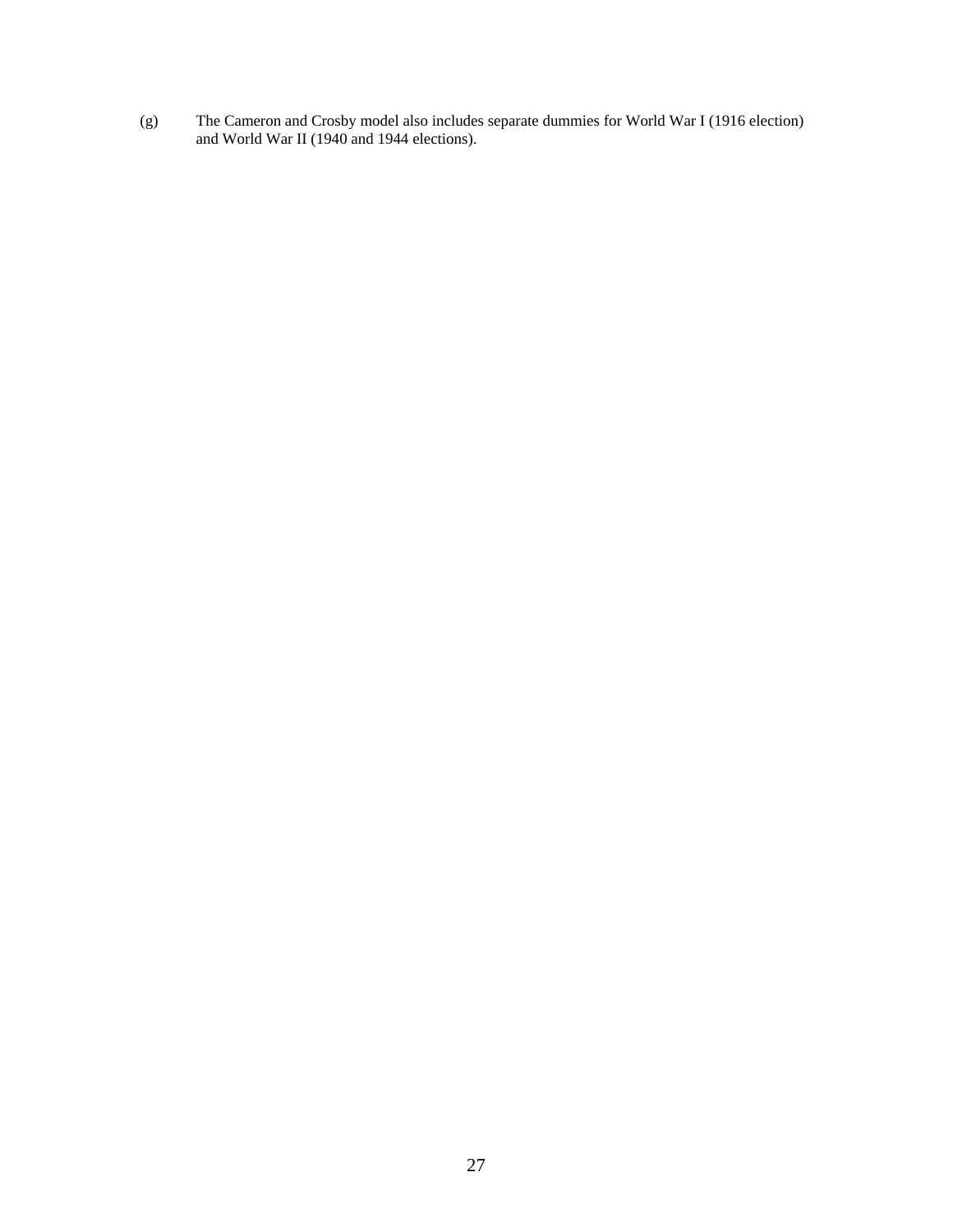(g) The Cameron and Crosby model also includes separate dummies for World War I (1916 election) and World War II (1940 and 1944 elections).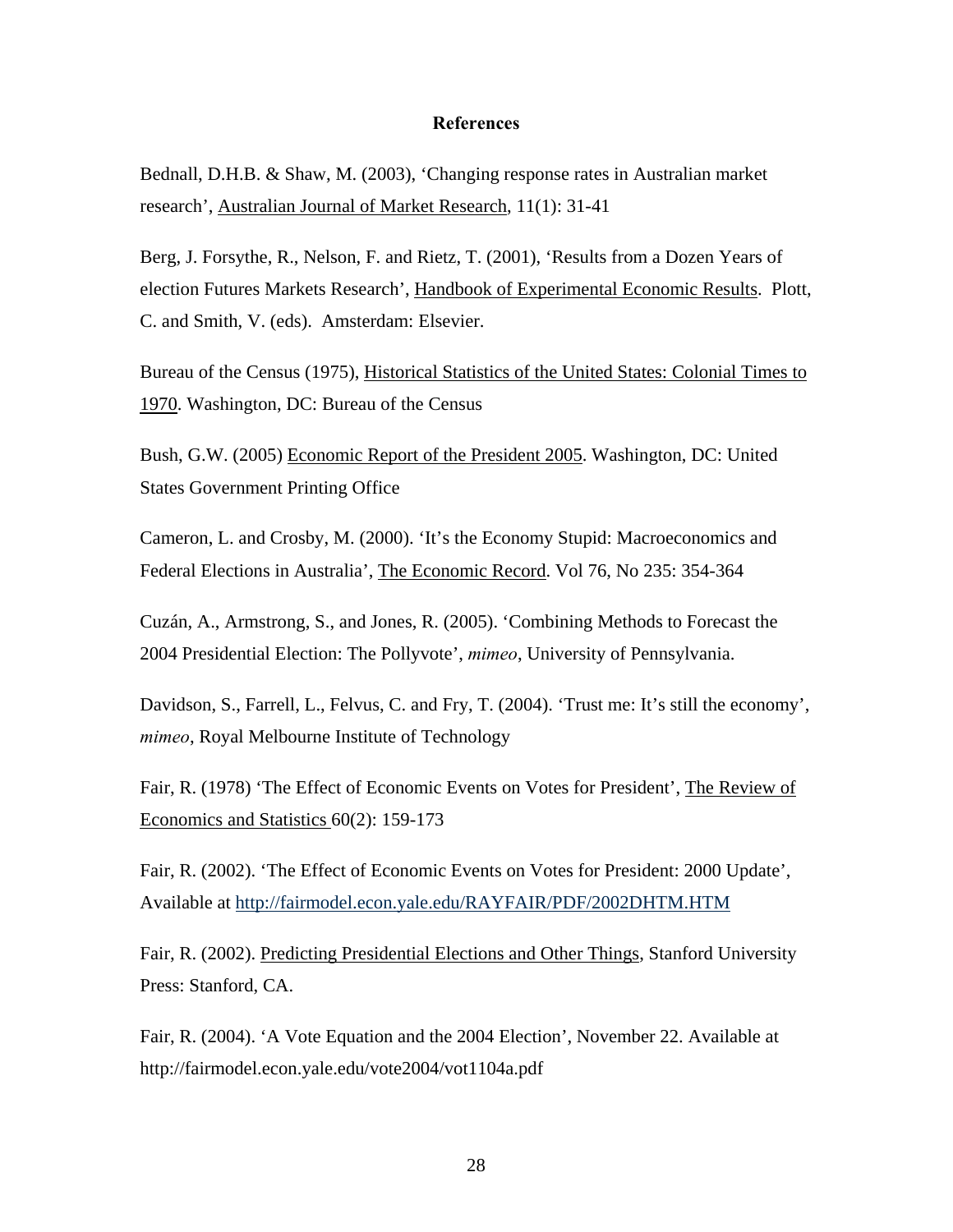## References

Bednall, D.H.B. & Shaw, M. (2003), 'Changing response rates in Australian market research', Australian Journal of Market Research, 11(1): 31-41

Berg, J. Forsythe, R., Nelson, F. and Rietz, T. (2001), 'Results from a Dozen Years of election Futures Markets Research', Handbook of Experimental Economic Results. Plott, C. and Smith, V. (eds). Amsterdam: Elsevier.

Bureau of the Census (1975), Historical Statistics of the United States: Colonial Times to 1970. Washington, DC: Bureau of the Census

Bush, G.W. (2005) Economic Report of the President 2005. Washington, DC: United States Government Printing Office

Cameron, L. and Crosby, M. (2000). 'It's the Economy Stupid: Macroeconomics and Federal Elections in Australia', The Economic Record. Vol 76, No 235: 354-364

Cuzán, A., Armstrong, S., and Jones, R. (2005). 'Combining Methods to Forecast the 2004 Presidential Election: The Pollyvote', *mimeo*, University of Pennsylvania.

Davidson, S., Farrell, L., Felvus, C. and Fry, T. (2004). 'Trust me: It's still the economy', *mimeo*, Royal Melbourne Institute of Technology

Fair, R. (1978) 'The Effect of Economic Events on Votes for President', The Review of Economics and Statistics 60(2): 159-173

Fair, R. (2002). 'The Effect of Economic Events on Votes for President: 2000 Update', Available at http://fairmodel.econ.yale.edu/RAYFAIR/PDF/2002DHTM.HTM

Fair, R. (2002). Predicting Presidential Elections and Other Things, Stanford University Press: Stanford, CA.

Fair, R. (2004). 'A Vote Equation and the 2004 Election', November 22. Available at http://fairmodel.econ.yale.edu/vote2004/vot1104a.pdf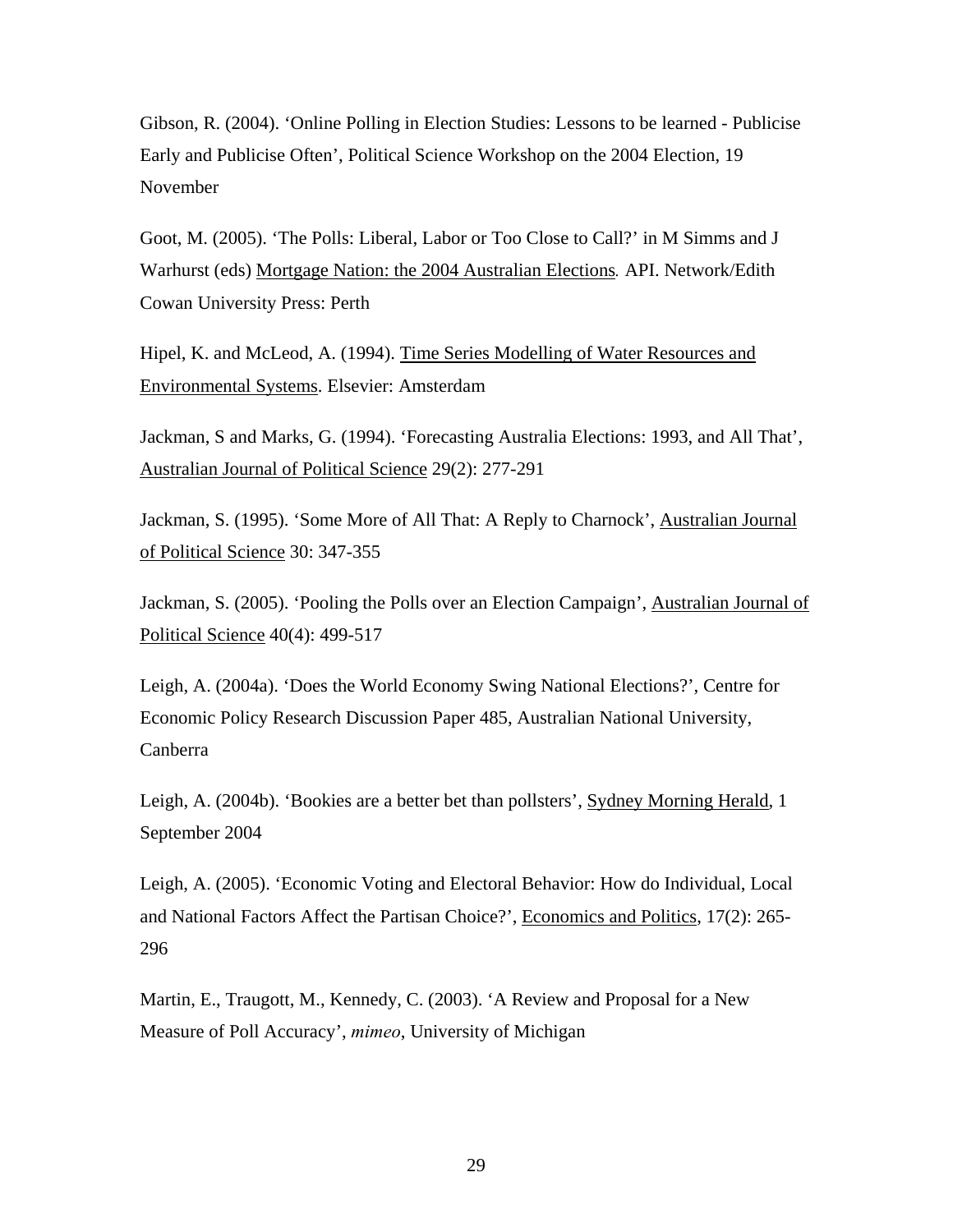Gibson, R. (2004). 'Online Polling in Election Studies: Lessons to be learned - Publicise Early and Publicise Often', Political Science Workshop on the 2004 Election, 19 November

Goot, M. (2005). 'The Polls: Liberal, Labor or Too Close to Call?' in M Simms and J Warhurst (eds) Mortgage Nation: the 2004 Australian Elections. API. Network/Edith Cowan University Press: Perth

Hipel, K. and McLeod, A. (1994). Time Series Modelling of Water Resources and Environmental Systems. Elsevier: Amsterdam

Jackman, S and Marks, G. (1994). 'Forecasting Australia Elections: 1993, and All That', Australian Journal of Political Science 29(2): 277-291

Jackman, S. (1995). 'Some More of All That: A Reply to Charnock', Australian Journal of Political Science 30: 347-355

Jackman, S. (2005). 'Pooling the Polls over an Election Campaign', Australian Journal of Political Science 40(4): 499-517

Leigh, A. (2004a). 'Does the World Economy Swing National Elections?', Centre for Economic Policy Research Discussion Paper 485, Australian National University, Canberra

Leigh, A. (2004b). 'Bookies are a better bet than pollsters', Sydney Morning Herald, 1 September 2004

Leigh, A. (2005). 'Economic Voting and Electoral Behavior: How do Individual, Local and National Factors Affect the Partisan Choice?', Economics and Politics, 17(2): 265-296

Martin, E., Traugott, M., Kennedy, C. (2003). 'A Review and Proposal for a New Measure of Poll Accuracy', *mimeo*, University of Michigan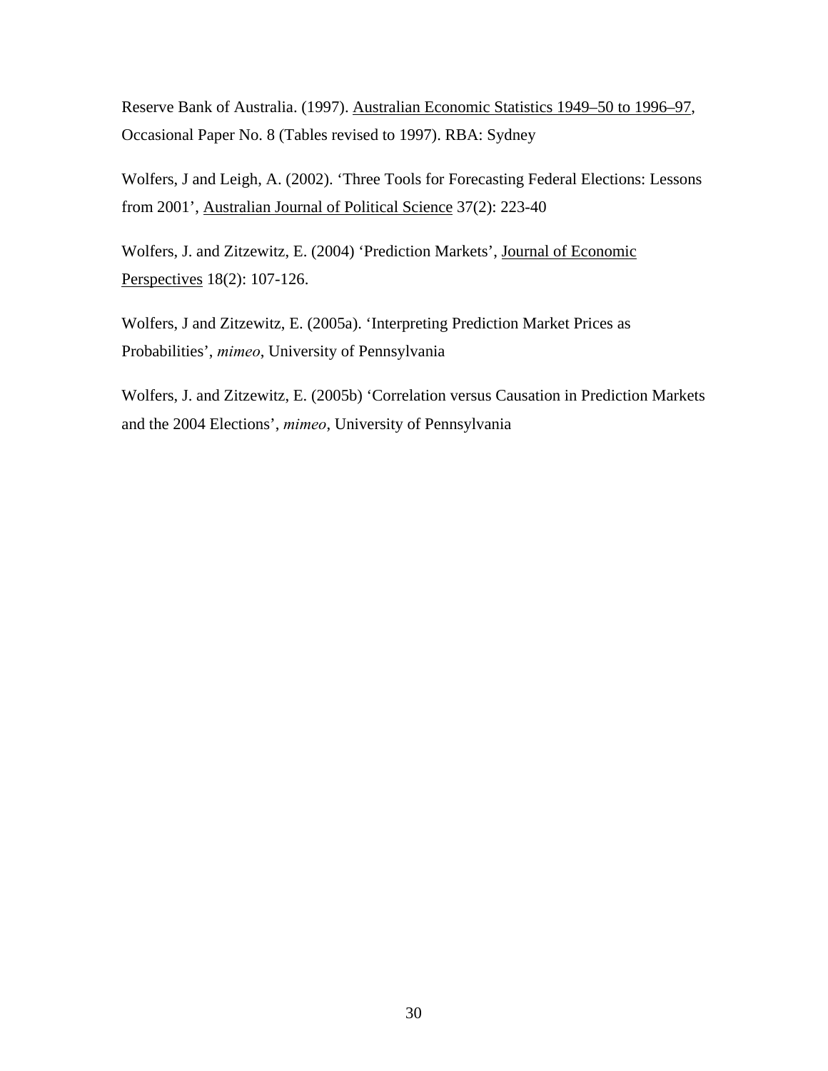Reserve Bank of Australia. (1997). Australian Economic Statistics 1949–50 to 1996–97, Occasional Paper No. 8 (Tables revised to 1997). RBA: Sydney

Wolfers, J and Leigh, A. (2002). 'Three Tools for Forecasting Federal Elections: Lessons from 2001', Australian Journal of Political Science 37(2): 223-40

Wolfers, J. and Zitzewitz, E. (2004) 'Prediction Markets', Journal of Economic Perspectives 18(2): 107-126.

Wolfers, J and Zitzewitz, E. (2005a). 'Interpreting Prediction Market Prices as Probabilities', *mimeo*, University of Pennsylvania

Wolfers, J. and Zitzewitz, E. (2005b) 'Correlation versus Causation in Prediction Markets and the 2004 Elections', *mimeo*, University of Pennsylvania